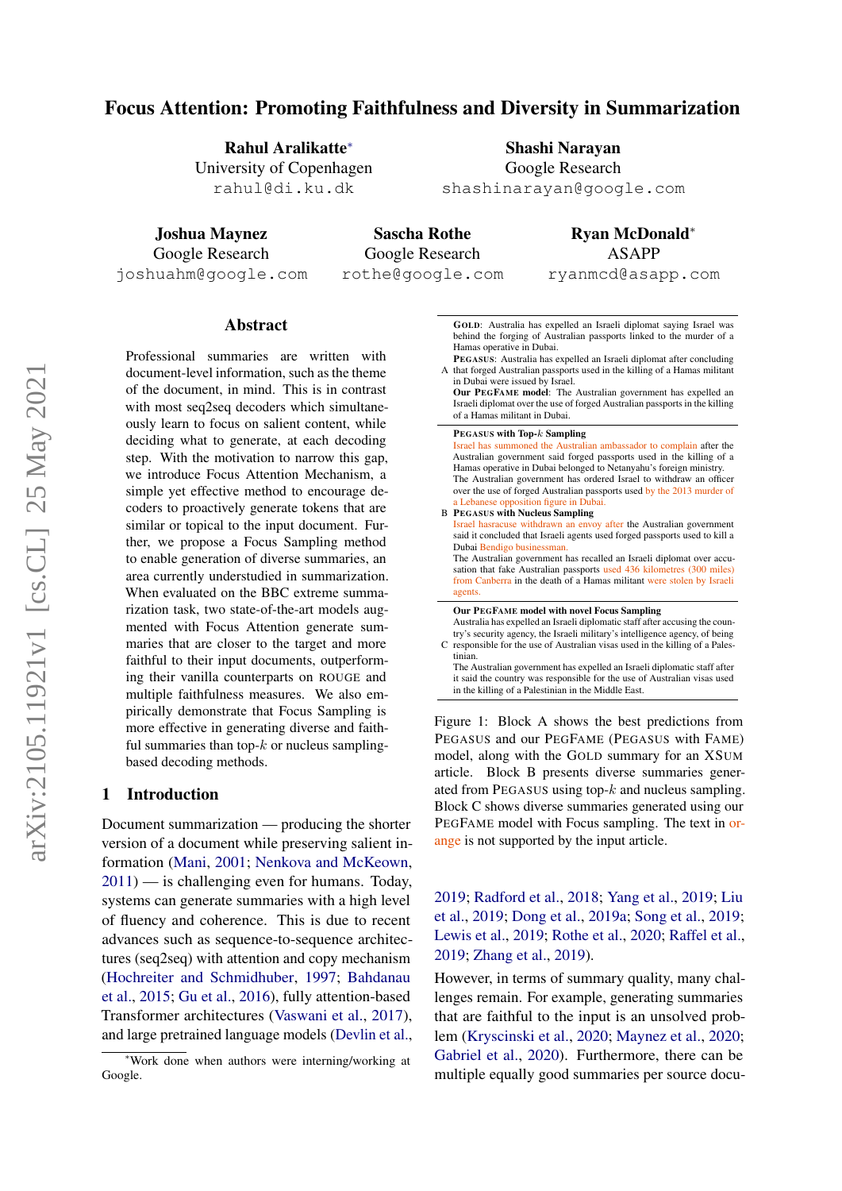# Focus Attention: Promoting Faithfulness and Diversity in Summarization

**Rahul Aralikatte***
University of Copenhagen
rahul@di.ku.dk

**Shashi Narayan**
Google Research
shashinarayan@google.com

**Joshua Maynez**
Google Research
joshuahm@google.com

**Sascha Rothe**
Google Research
rothe@google.com

**Ryan McDonald***
ASAPP
ryanmcd@asapp.com

## Abstract

Professional summaries are written with document-level information, such as the theme of the document, in mind. This is in contrast with most seq2seq decoders which simultaneously learn to focus on salient content, while deciding what to generate, at each decoding step. With the motivation to narrow this gap, we introduce Focus Attention Mechanism, a simple yet effective method to encourage decoders to proactively generate tokens that are similar or topical to the input document. Further, we propose a Focus Sampling method to enable generation of diverse summaries, an area currently understudied in summarization. When evaluated on the BBC extreme summarization task, two state-of-the-art models augmented with Focus Attention generate summaries that are closer to the target and more faithful to their input documents, outperforming their vanilla counterparts on ROUGE and multiple faithfulness measures. We also empirically demonstrate that Focus Sampling is more effective in generating diverse and faithful summaries than top-$k$ or nucleus sampling-based decoding methods.

| | |
|---|---|
| A | **GOLD**: Australia has expelled an Israeli diplomat saying Israel was behind the forging of Australian passports linked to the murder of a Hamas operative in Dubai.<br>**PEGASUS**: Australia has expelled an Israeli diplomat after concluding that forged Australian passports used in the killing of a Hamas militant in Dubai were issued by Israel.<br>**Our PEGFAME model**: The Australian government has expelled an Israeli diplomat over the use of forged Australian passports in the killing of a Hamas militant in Dubai. |
| B | **PEGASUS with Top-$k$ Sampling**<br>Israel has summoned the Australian ambassador to complain after the Australian government said forged passports used in the killing of a Hamas operative in Dubai belonged to Netanyahu's foreign ministry.<br>The Australian government has ordered Israel to withdraw an officer over the use of forged Australian passports used by the 2013 murder of a Lebanese opposition figure in Dubai.<br>**PEGASUS with Nucleus Sampling**<br>Israel hasracuse withdrawn an envoy after the Australian government said it concluded that Israeli agents used forged passports used to kill a Dubai Bendigo businessman.<br>The Australian government has recalled an Israeli diplomat over accusation that fake Australian passports used 436 kilometres (300 miles) from Canberra in the death of a Hamas militant were stolen by Israeli agents. |
| C | **Our PEGFAME model with novel Focus Sampling**<br>Australia has expelled an Israeli diplomatic staff after accusing the country's security agency, the Israeli military's intelligence agency, of being responsible for the use of Australian visas used in the killing of a Palestinian.<br>The Australian government has expelled an Israeli diplomatic staff after it said the country was responsible for the use of Australian visas used in the killing of a Palestinian in the Middle East. |

Figure 1: Block A shows the best predictions from PEGASUS and our PEGFAME (PEGASUS with FAME) model, along with the GOLD summary for an XSUM article. Block B presents diverse summaries generated from PEGASUS using top-$k$ and nucleus sampling. Block C shows diverse summaries generated using our PEGFAME model with Focus sampling. The text in orange is not supported by the input article.

## 1 Introduction

Document summarization — producing the shorter version of a document while preserving salient information (Mani, 2001; Nenkova and McKeown, 2011) — is challenging even for humans. Today, systems can generate summaries with a high level of fluency and coherence. This is due to recent advances such as sequence-to-sequence architectures (seq2seq) with attention and copy mechanism (Hochreiter and Schmidhuber, 1997; Bahdanau et al., 2015; Gu et al., 2016), fully attention-based Transformer architectures (Vaswani et al., 2017), and large pretrained language models (Devlin et al., 2019; Radford et al., 2018; Yang et al., 2019; Liu et al., 2019; Dong et al., 2019a; Song et al., 2019; Lewis et al., 2019; Rothe et al., 2020; Raffel et al., 2019; Zhang et al., 2019).

However, in terms of summary quality, many challenges remain. For example, generating summaries that are faithful to the input is an unsolved problem (Kryscinski et al., 2020; Maynez et al., 2020; Gabriel et al., 2020). Furthermore, there can be multiple equally good summaries per source docu-

*Work done when authors were interning/working at Google.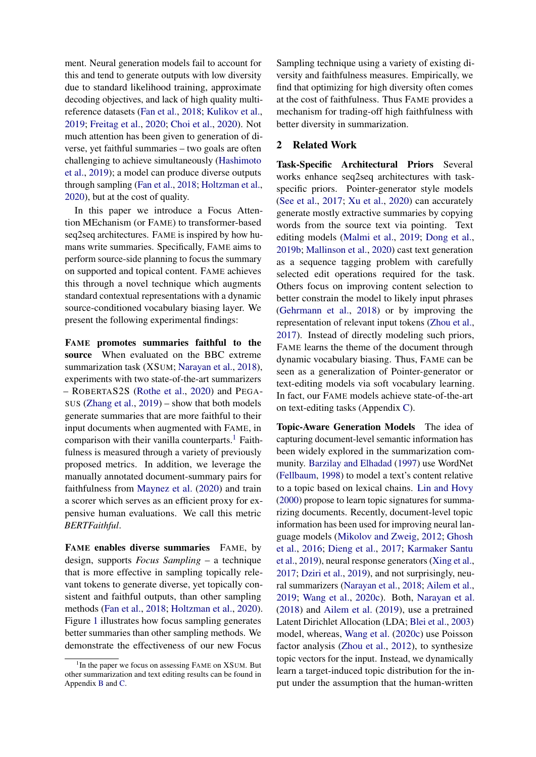ment. Neural generation models fail to account for this and tend to generate outputs with low diversity due to standard likelihood training, approximate decoding objectives, and lack of high quality multi-reference datasets (Fan et al., 2018; Kulikov et al., 2019; Freitag et al., 2020; Choi et al., 2020). Not much attention has been given to generation of diverse, yet faithful summaries – two goals are often challenging to achieve simultaneously (Hashimoto et al., 2019); a model can produce diverse outputs through sampling (Fan et al., 2018; Holtzman et al., 2020), but at the cost of quality.

In this paper we introduce a Focus Attention MEchanism (or FAME) to transformer-based seq2seq architectures. FAME is inspired by how humans write summaries. Specifically, FAME aims to perform source-side planning to focus the summary on supported and topical content. FAME achieves this through a novel technique which augments standard contextual representations with a dynamic source-conditioned vocabulary biasing layer. We present the following experimental findings:

**FAME promotes summaries faithful to the source** When evaluated on the BBC extreme summarization task (XSUM; Narayan et al., 2018), experiments with two state-of-the-art summarizers – ROBERTAS2S (Rothe et al., 2020) and PEGASUS (Zhang et al., 2019) – show that both models generate summaries that are more faithful to their input documents when augmented with FAME, in comparison with their vanilla counterparts.[1] Faithfulness is measured through a variety of previously proposed metrics. In addition, we leverage the manually annotated document-summary pairs for faithfulness from Maynez et al. (2020) and train a scorer which serves as an efficient proxy for expensive human evaluations. We call this metric *BERTFaithful*.

**FAME enables diverse summaries** FAME, by design, supports *Focus Sampling* – a technique that is more effective in sampling topically relevant tokens to generate diverse, yet topically consistent and faithful outputs, than other sampling methods (Fan et al., 2018; Holtzman et al., 2020). Figure 1 illustrates how focus sampling generates better summaries than other sampling methods. We demonstrate the effectiveness of our new Focus Sampling technique using a variety of existing diversity and faithfulness measures. Empirically, we find that optimizing for high diversity often comes at the cost of faithfulness. Thus FAME provides a mechanism for trading-off high faithfulness with better diversity in summarization.

[1] In the paper we focus on assessing FAME on XSUM. But other summarization and text editing results can be found in Appendix B and C.

## 2 Related Work

**Task-Specific Architectural Priors** Several works enhance seq2seq architectures with task-specific priors. Pointer-generator style models (See et al., 2017; Xu et al., 2020) can accurately generate mostly extractive summaries by copying words from the source text via pointing. Text editing models (Malmi et al., 2019; Dong et al., 2019b; Mallinson et al., 2020) cast text generation as a sequence tagging problem with carefully selected edit operations required for the task. Others focus on improving content selection to better constrain the model to likely input phrases (Gehrmann et al., 2018) or by improving the representation of relevant input tokens (Zhou et al., 2017). Instead of directly modeling such priors, FAME learns the theme of the document through dynamic vocabulary biasing. Thus, FAME can be seen as a generalization of Pointer-generator or text-editing models via soft vocabulary learning. In fact, our FAME models achieve state-of-the-art on text-editing tasks (Appendix C).

**Topic-Aware Generation Models** The idea of capturing document-level semantic information has been widely explored in the summarization community. Barzilay and Elhadad (1997) use WordNet (Fellbaum, 1998) to model a text's content relative to a topic based on lexical chains. Lin and Hovy (2000) propose to learn topic signatures for summarizing documents. Recently, document-level topic information has been used for improving neural language models (Mikolov and Zweig, 2012; Ghosh et al., 2016; Dieng et al., 2017; Karmaker Santu et al., 2019), neural response generators (Xing et al., 2017; Dziri et al., 2019), and not surprisingly, neural summarizers (Narayan et al., 2018; Ailem et al., 2019; Wang et al., 2020c). Both, Narayan et al. (2018) and Ailem et al. (2019), use a pretrained Latent Dirichlet Allocation (LDA; Blei et al., 2003) model, whereas, Wang et al. (2020c) use Poisson factor analysis (Zhou et al., 2012), to synthesize topic vectors for the input. Instead, we dynamically learn a target-induced topic distribution for the input under the assumption that the human-written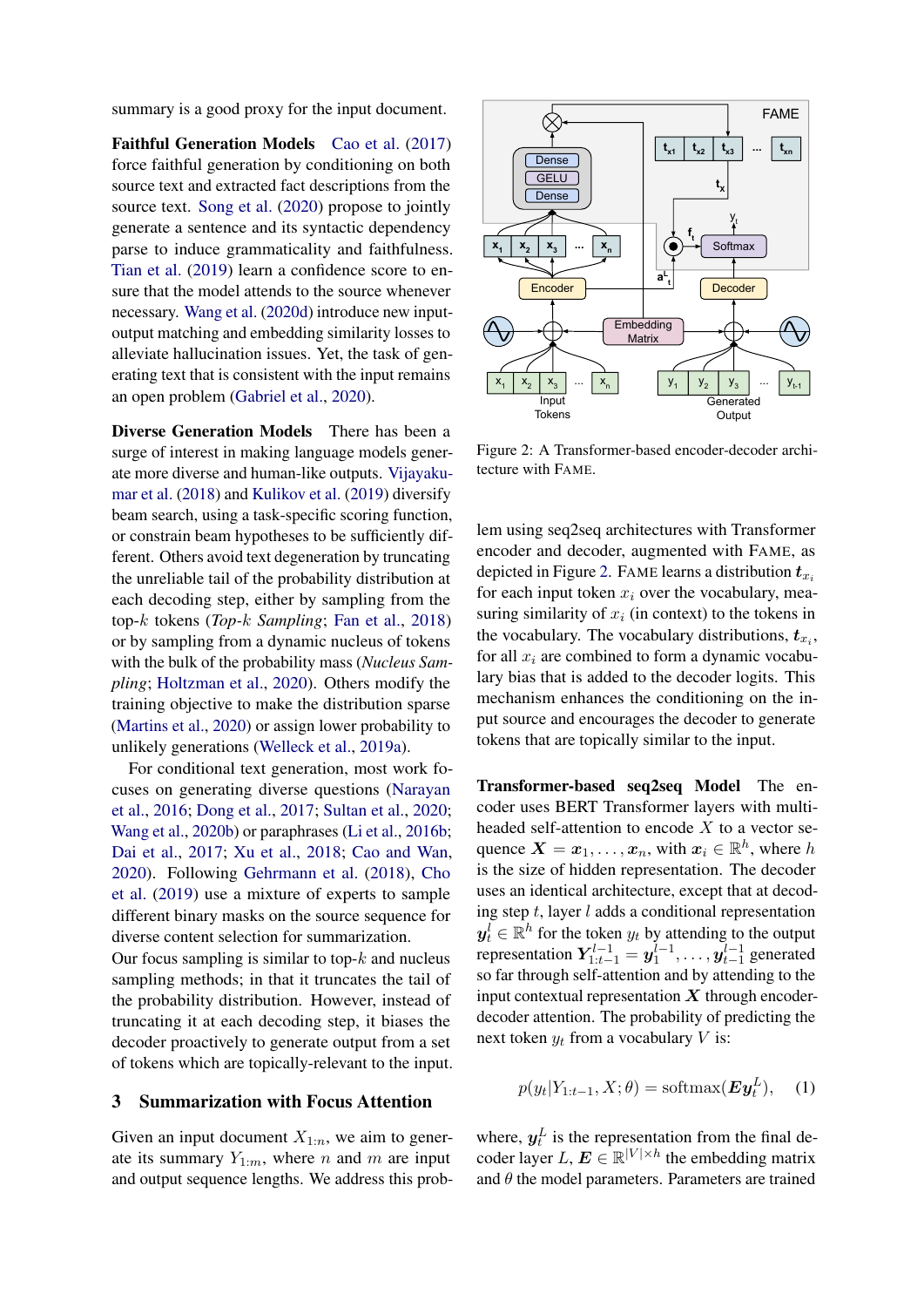summary is a good proxy for the input document.

**Faithful Generation Models** Cao et al. (2017) force faithful generation by conditioning on both source text and extracted fact descriptions from the source text. Song et al. (2020) propose to jointly generate a sentence and its syntactic dependency parse to induce grammaticality and faithfulness. Tian et al. (2019) learn a confidence score to ensure that the model attends to the source whenever necessary. Wang et al. (2020d) introduce new input-output matching and embedding similarity losses to alleviate hallucination issues. Yet, the task of generating text that is consistent with the input remains an open problem (Gabriel et al., 2020).

**Diverse Generation Models** There has been a surge of interest in making language models generate more diverse and human-like outputs. Vijayakumar et al. (2018) and Kulikov et al. (2019) diversify beam search, using a task-specific scoring function, or constrain beam hypotheses to be sufficiently different. Others avoid text degeneration by truncating the unreliable tail of the probability distribution at each decoding step, either by sampling from the top-$k$ tokens (*Top-k Sampling*; Fan et al., 2018) or by sampling from a dynamic nucleus of tokens with the bulk of the probability mass (*Nucleus Sampling*; Holtzman et al., 2020). Others modify the training objective to make the distribution sparse (Martins et al., 2020) or assign lower probability to unlikely generations (Welleck et al., 2019a).

For conditional text generation, most work focuses on generating diverse questions (Narayan et al., 2016; Dong et al., 2017; Sultan et al., 2020; Wang et al., 2020b) or paraphrases (Li et al., 2016b; Dai et al., 2017; Xu et al., 2018; Cao and Wan, 2020). Following Gehrmann et al. (2018), Cho et al. (2019) use a mixture of experts to sample different binary masks on the source sequence for diverse content selection for summarization.

Our focus sampling is similar to top-$k$ and nucleus sampling methods; in that it truncates the tail of the probability distribution. However, instead of truncating it at each decoding step, it biases the decoder proactively to generate output from a set of tokens which are topically-relevant to the input.

## 3 Summarization with Focus Attention

Given an input document $X_{1:n}$, we aim to generate its summary $Y_{1:m}$, where $n$ and $m$ are input and output sequence lengths. We address this problem using seq2seq architectures with Transformer encoder and decoder, augmented with FAME, as depicted in Figure 2. FAME learns a distribution $\boldsymbol{t}_{x_i}$ for each input token $x_i$ over the vocabulary, measuring similarity of $x_i$ (in context) to the tokens in the vocabulary. The vocabulary distributions, $\boldsymbol{t}_{x_i}$, for all $x_i$ are combined to form a dynamic vocabulary bias that is added to the decoder logits. This mechanism enhances the conditioning on the input source and encourages the decoder to generate tokens that are topically similar to the input.

Figure 2: A Transformer-based encoder-decoder architecture with FAME.

**Transformer-based seq2seq Model** The encoder uses BERT Transformer layers with multi-headed self-attention to encode $X$ to a vector sequence $\boldsymbol{X} = \boldsymbol{x}_1, \ldots, \boldsymbol{x}_n$, with $\boldsymbol{x}_i \in \mathbb{R}^h$, where $h$ is the size of hidden representation. The decoder uses an identical architecture, except that at decoding step $t$, layer $l$ adds a conditional representation $\boldsymbol{y}_t^l \in \mathbb{R}^h$ for the token $y_t$ by attending to the output representation $\boldsymbol{Y}_{1:t-1}^{l-1} = \boldsymbol{y}_1^{l-1}, \ldots, \boldsymbol{y}_{t-1}^{l-1}$ generated so far through self-attention and by attending to the input contextual representation $\boldsymbol{X}$ through encoder-decoder attention. The probability of predicting the next token $y_t$ from a vocabulary $V$ is:

$$p(y_t|Y_{1:t-1}, X; \theta) = \text{softmax}(\boldsymbol{E}\boldsymbol{y}_t^L), \quad (1)$$

where, $\boldsymbol{y}_t^L$ is the representation from the final decoder layer $L$, $\boldsymbol{E} \in \mathbb{R}^{|V| \times h}$ the embedding matrix and $\theta$ the model parameters. Parameters are trained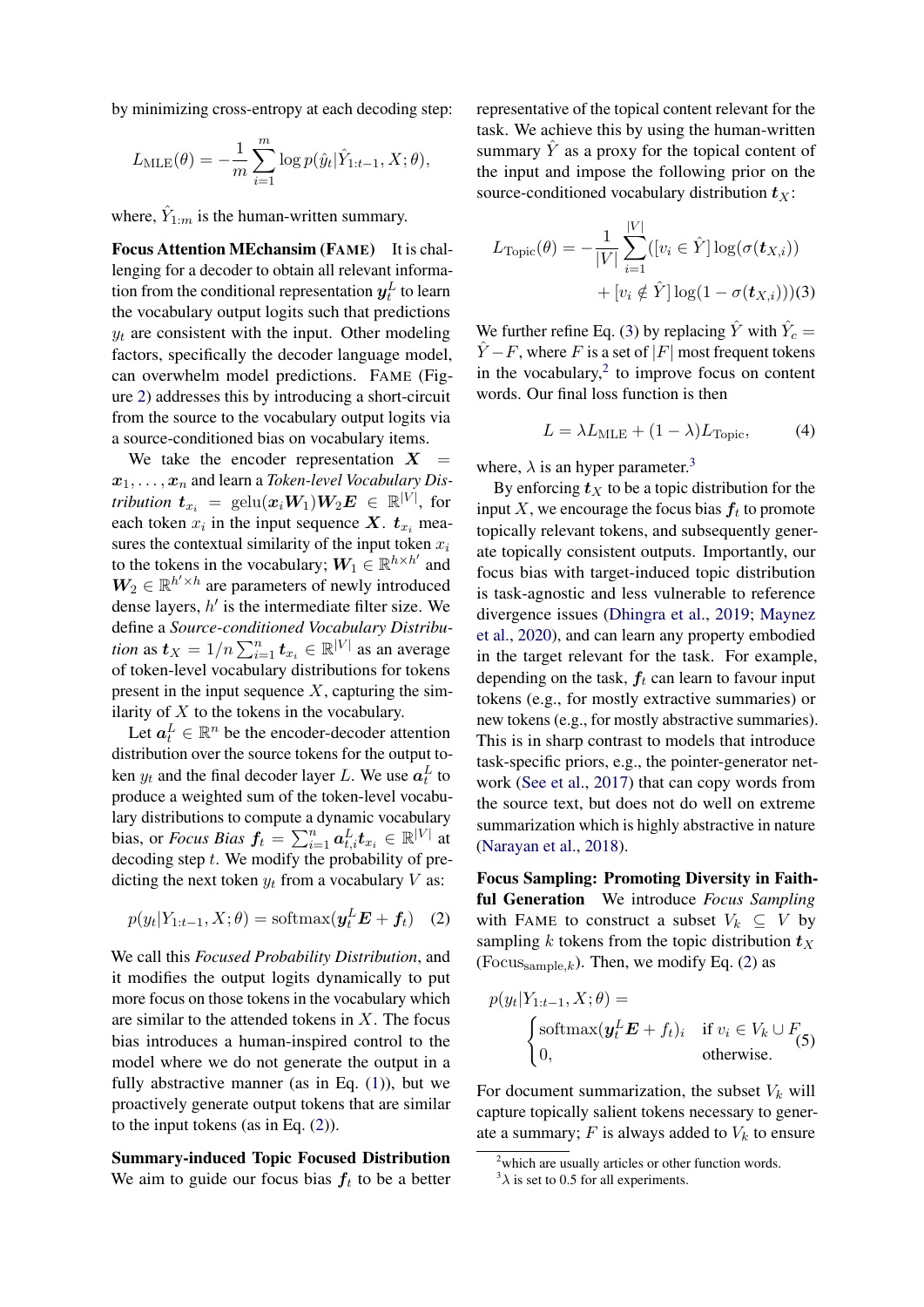by minimizing cross-entropy at each decoding step:

$$L_{\text{MLE}}(\theta) = -\frac{1}{m}\sum_{i=1}^{m}\log p(\hat{y}_t|\hat{Y}_{1:t-1}, X; \theta),$$

where, $\hat{Y}_{1:m}$ is the human-written summary.

**Focus Attention MEchansim (FAME)** It is challenging for a decoder to obtain all relevant information from the conditional representation $\boldsymbol{y}_t^L$ to learn the vocabulary output logits such that predictions $y_t$ are consistent with the input. Other modeling factors, specifically the decoder language model, can overwhelm model predictions. FAME (Figure 2) addresses this by introducing a short-circuit from the source to the vocabulary output logits via a source-conditioned bias on vocabulary items.

We take the encoder representation $\boldsymbol{X} = \boldsymbol{x}_1, \ldots, \boldsymbol{x}_n$ and learn a *Token-level Vocabulary Distribution* $\boldsymbol{t}_{x_i} = \text{gelu}(\boldsymbol{x}_i \boldsymbol{W}_1)\boldsymbol{W}_2\boldsymbol{E} \in \mathbb{R}^{|V|}$, for each token $x_i$ in the input sequence $\boldsymbol{X}$. $\boldsymbol{t}_{x_i}$ measures the contextual similarity of the input token $x_i$ to the tokens in the vocabulary; $\boldsymbol{W}_1 \in \mathbb{R}^{h \times h'}$ and $\boldsymbol{W}_2 \in \mathbb{R}^{h' \times h}$ are parameters of newly introduced dense layers, $h'$ is the intermediate filter size. We define a *Source-conditioned Vocabulary Distribution* as $\boldsymbol{t}_X = 1/n\sum_{i=1}^{n}\boldsymbol{t}_{x_i} \in \mathbb{R}^{|V|}$ as an average of token-level vocabulary distributions for tokens present in the input sequence $X$, capturing the similarity of $X$ to the tokens in the vocabulary.

Let $\boldsymbol{a}_t^L \in \mathbb{R}^n$ be the encoder-decoder attention distribution over the source tokens for the output token $y_t$ and the final decoder layer $L$. We use $\boldsymbol{a}_t^L$ to produce a weighted sum of the token-level vocabulary distributions to compute a dynamic vocabulary bias, or *Focus Bias* $\boldsymbol{f}_t = \sum_{i=1}^{n}\boldsymbol{a}_{t,i}^L\boldsymbol{t}_{x_i} \in \mathbb{R}^{|V|}$ at decoding step $t$. We modify the probability of predicting the next token $y_t$ from a vocabulary $V$ as:

$$p(y_t|Y_{1:t-1}, X; \theta) = \text{softmax}(\boldsymbol{y}_t^L\boldsymbol{E} + \boldsymbol{f}_t) \quad (2)$$

We call this *Focused Probability Distribution*, and it modifies the output logits dynamically to put more focus on those tokens in the vocabulary which are similar to the attended tokens in $X$. The focus bias introduces a human-inspired control to the model where we do not generate the output in a fully abstractive manner (as in Eq. (1)), but we proactively generate output tokens that are similar to the input tokens (as in Eq. (2)).

**Summary-induced Topic Focused Distribution** We aim to guide our focus bias $\boldsymbol{f}_t$ to be a better representative of the topical content relevant for the task. We achieve this by using the human-written summary $\hat{Y}$ as a proxy for the topical content of the input and impose the following prior on the source-conditioned vocabulary distribution $\boldsymbol{t}_X$:

$$L_{\text{Topic}}(\theta) = -\frac{1}{|V|}\sum_{i=1}^{|V|}([v_i \in \hat{Y}]\log(\sigma(\boldsymbol{t}_{X,i})) + [v_i \notin \hat{Y}]\log(1 - \sigma(\boldsymbol{t}_{X,i}))) \quad (3)$$

We further refine Eq. (3) by replacing $\hat{Y}$ with $\hat{Y}_c = \hat{Y} - F$, where $F$ is a set of $|F|$ most frequent tokens in the vocabulary,[2] to improve focus on content words. Our final loss function is then

$$L = \lambda L_{\text{MLE}} + (1 - \lambda)L_{\text{Topic}}, \quad (4)$$

where, $\lambda$ is an hyper parameter.[3]

By enforcing $\boldsymbol{t}_X$ to be a topic distribution for the input $X$, we encourage the focus bias $\boldsymbol{f}_t$ to promote topically relevant tokens, and subsequently generate topically consistent outputs. Importantly, our focus bias with target-induced topic distribution is task-agnostic and less vulnerable to reference divergence issues (Dhingra et al., 2019; Maynez et al., 2020), and can learn any property embodied in the target relevant for the task. For example, depending on the task, $\boldsymbol{f}_t$ can learn to favour input tokens (e.g., for mostly extractive summaries) or new tokens (e.g., for mostly abstractive summaries). This is in sharp contrast to models that introduce task-specific priors, e.g., the pointer-generator network (See et al., 2017) that can copy words from the source text, but does not do well on extreme summarization which is highly abstractive in nature (Narayan et al., 2018).

**Focus Sampling: Promoting Diversity in Faithful Generation** We introduce *Focus Sampling* with FAME to construct a subset $V_k \subseteq V$ by sampling $k$ tokens from the topic distribution $\boldsymbol{t}_X$ ($\text{Focus}_{\text{sample},k}$). Then, we modify Eq. (2) as

$$p(y_t|Y_{1:t-1}, X; \theta) = \begin{cases} \text{softmax}(\boldsymbol{y}_t^L\boldsymbol{E} + f_t)_i & \text{if } v_i \in V_k \cup F \\ 0, & \text{otherwise.} \end{cases} \quad (5)$$

For document summarization, the subset $V_k$ will capture topically salient tokens necessary to generate a summary; $F$ is always added to $V_k$ to ensure

[2] which are usually articles or other function words.

[3] $\lambda$ is set to 0.5 for all experiments.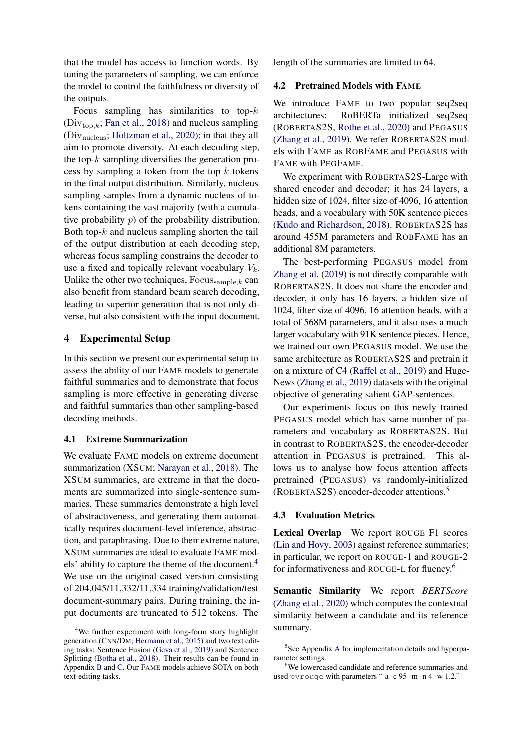that the model has access to function words. By tuning the parameters of sampling, we can enforce the model to control the faithfulness or diversity of the outputs.

Focus sampling has similarities to top-$k$ ($\text{Div}_{\text{top},k}$; Fan et al., 2018) and nucleus sampling ($\text{Div}_{\text{nucleus}}$; Holtzman et al., 2020); in that they all aim to promote diversity. At each decoding step, the top-$k$ sampling diversifies the generation process by sampling a token from the top $k$ tokens in the final output distribution. Similarly, nucleus sampling samples from a dynamic nucleus of tokens containing the vast majority (with a cumulative probability $p$) of the probability distribution. Both top-$k$ and nucleus sampling shorten the tail of the output distribution at each decoding step, whereas focus sampling constrains the decoder to use a fixed and topically relevant vocabulary $V_k$. Unlike the other two techniques, $\text{Focus}_{\text{sample},k}$ can also benefit from standard beam search decoding, leading to superior generation that is not only diverse, but also consistent with the input document.

## 4 Experimental Setup

In this section we present our experimental setup to assess the ability of our FAME models to generate faithful summaries and to demonstrate that focus sampling is more effective in generating diverse and faithful summaries than other sampling-based decoding methods.

### 4.1 Extreme Summarization

We evaluate FAME models on extreme document summarization (XSUM; Narayan et al., 2018). The XSUM summaries, are extreme in that the documents are summarized into single-sentence summaries. These summaries demonstrate a high level of abstractiveness, and generating them automatically requires document-level inference, abstraction, and paraphrasing. Due to their extreme nature, XSUM summaries are ideal to evaluate FAME models' ability to capture the theme of the document.[4] We use on the original cased version consisting of 204,045/11,332/11,334 training/validation/test document-summary pairs. During training, the input documents are truncated to 512 tokens. The length of the summaries are limited to 64.

### 4.2 Pretrained Models with FAME

We introduce FAME to two popular seq2seq architectures: RoBERTa initialized seq2seq (ROBERTAS2S, Rothe et al., 2020) and PEGASUS (Zhang et al., 2019). We refer ROBERTAS2S models with FAME as ROBFAME and PEGASUS with FAME with PEGFAME.

We experiment with ROBERTAS2S-Large with shared encoder and decoder; it has 24 layers, a hidden size of 1024, filter size of 4096, 16 attention heads, and a vocabulary with 50K sentence pieces (Kudo and Richardson, 2018). ROBERTAS2S has around 455M parameters and ROBFAME has an additional 8M parameters.

The best-performing PEGASUS model from Zhang et al. (2019) is not directly comparable with ROBERTAS2S. It does not share the encoder and decoder, it only has 16 layers, a hidden size of 1024, filter size of 4096, 16 attention heads, with a total of 568M parameters, and it also uses a much larger vocabulary with 91K sentence pieces. Hence, we trained our own PEGASUS model. We use the same architecture as ROBERTAS2S and pretrain it on a mixture of C4 (Raffel et al., 2019) and HugeNews (Zhang et al., 2019) datasets with the original objective of generating salient GAP-sentences.

Our experiments focus on this newly trained PEGASUS model which has same number of parameters and vocabulary as ROBERTAS2S. But in contrast to ROBERTAS2S, the encoder-decoder attention in PEGASUS is pretrained. This allows us to analyse how focus attention affects pretrained (PEGASUS) vs randomly-initialized (ROBERTAS2S) encoder-decoder attentions.[5]

### 4.3 Evaluation Metrics

**Lexical Overlap** We report ROUGE F1 scores (Lin and Hovy, 2003) against reference summaries; in particular, we report on ROUGE-1 and ROUGE-2 for informativeness and ROUGE-L for fluency.[6]

**Semantic Similarity** We report *BERTScore* (Zhang et al., 2020) which computes the contextual similarity between a candidate and its reference summary.

[4] We further experiment with long-form story highlight generation (CNN/DM; Hermann et al., 2015) and two text editing tasks: Sentence Fusion (Geva et al., 2019) and Sentence Splitting (Botha et al., 2018). Their results can be found in Appendix B and C. Our FAME models achieve SOTA on both text-editing tasks.

[5] See Appendix A for implementation details and hyperparameter settings.

[6] We lowercased candidate and reference summaries and used `pyrouge` with parameters "-a -c 95 -m -n 4 -w 1.2."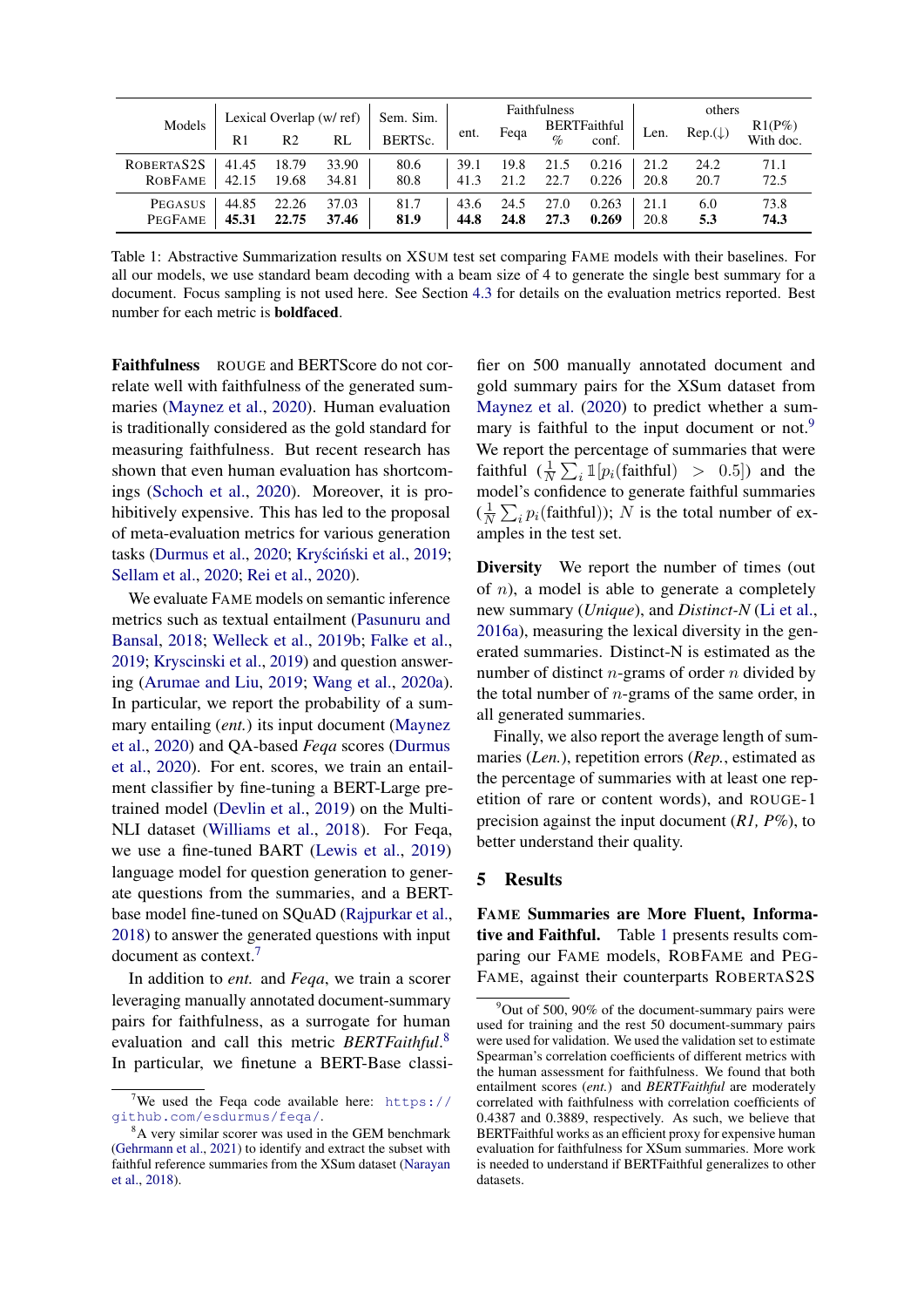| Models | Lexical Overlap (w/ ref) | | | Sem. Sim. | Faithfulness | | | | others | | |
|---|---|---|---|---|---|---|---|---|---|---|---|
| | R1 | R2 | RL | BERTSc. | ent. | Feqa | BERTFaithful % | BERTFaithful conf. | Len. | Rep.(↓) | R1(P%) With doc. |
| ROBERTAS2S | 41.45 | 18.79 | 33.90 | 80.6 | 39.1 | 19.8 | 21.5 | 0.216 | 21.2 | 24.2 | 71.1 |
| ROBFAME | 42.15 | 19.68 | 34.81 | 80.8 | 41.3 | 21.2 | 22.7 | 0.226 | 20.8 | 20.7 | 72.5 |
| PEGASUS | 44.85 | 22.26 | 37.03 | 81.7 | 43.6 | 24.5 | 27.0 | 0.263 | 21.1 | 6.0 | 73.8 |
| PEGFAME | **45.31** | **22.75** | **37.46** | **81.9** | **44.8** | **24.8** | **27.3** | **0.269** | 20.8 | **5.3** | **74.3** |

Table 1: Abstractive Summarization results on XSUM test set comparing FAME models with their baselines. For all our models, we use standard beam decoding with a beam size of 4 to generate the single best summary for a document. Focus sampling is not used here. See Section 4.3 for details on the evaluation metrics reported. Best number for each metric is **boldfaced**.

**Faithfulness** ROUGE and BERTScore do not correlate well with faithfulness of the generated summaries (Maynez et al., 2020). Human evaluation is traditionally considered as the gold standard for measuring faithfulness. But recent research has shown that even human evaluation has shortcomings (Schoch et al., 2020). Moreover, it is prohibitively expensive. This has led to the proposal of meta-evaluation metrics for various generation tasks (Durmus et al., 2020; Kryściński et al., 2019; Sellam et al., 2020; Rei et al., 2020).

We evaluate FAME models on semantic inference metrics such as textual entailment (Pasunuru and Bansal, 2018; Welleck et al., 2019b; Falke et al., 2019; Kryscinski et al., 2019) and question answering (Arumae and Liu, 2019; Wang et al., 2020a). In particular, we report the probability of a summary entailing (*ent.*) its input document (Maynez et al., 2020) and QA-based *Feqa* scores (Durmus et al., 2020). For ent. scores, we train an entailment classifier by fine-tuning a BERT-Large pretrained model (Devlin et al., 2019) on the Multi-NLI dataset (Williams et al., 2018). For Feqa, we use a fine-tuned BART (Lewis et al., 2019) language model for question generation to generate questions from the summaries, and a BERT-base model fine-tuned on SQuAD (Rajpurkar et al., 2018) to answer the generated questions with input document as context.[7]

In addition to *ent.* and *Feqa*, we train a scorer leveraging manually annotated document-summary pairs for faithfulness, as a surrogate for human evaluation and call this metric *BERTFaithful*.[8] In particular, we finetune a BERT-Base classifier on 500 manually annotated document and gold summary pairs for the XSum dataset from Maynez et al. (2020) to predict whether a summary is faithful to the input document or not.[9] We report the percentage of summaries that were faithful ($\frac{1}{N}\sum_i \mathbb{1}[p_i(\text{faithful}) > 0.5]$) and the model's confidence to generate faithful summaries ($\frac{1}{N}\sum_i p_i(\text{faithful})$); $N$ is the total number of examples in the test set.

**Diversity** We report the number of times (out of $n$), a model is able to generate a completely new summary (*Unique*), and *Distinct-N* (Li et al., 2016a), measuring the lexical diversity in the generated summaries. Distinct-N is estimated as the number of distinct $n$-grams of order $n$ divided by the total number of $n$-grams of the same order, in all generated summaries.

Finally, we also report the average length of summaries (*Len.*), repetition errors (*Rep.*, estimated as the percentage of summaries with at least one repetition of rare or content words), and ROUGE-1 precision against the input document (*R1, P%*), to better understand their quality.

## 5 Results

**FAME Summaries are More Fluent, Informative and Faithful.** Table 1 presents results comparing our FAME models, ROBFAME and PEGFAME, against their counterparts ROBERTAS2S

[7] We used the Feqa code available here: https://github.com/esdurmus/feqa/.

[8] A very similar scorer was used in the GEM benchmark (Gehrmann et al., 2021) to identify and extract the subset with faithful reference summaries from the XSum dataset (Narayan et al., 2018).

[9] Out of 500, 90% of the document-summary pairs were used for training and the rest 50 document-summary pairs were used for validation. We used the validation set to estimate Spearman's correlation coefficients of different metrics with the human assessment for faithfulness. We found that both entailment scores (*ent.*) and *BERTFaithful* are moderately correlated with faithfulness with correlation coefficients of 0.4387 and 0.3889, respectively. As such, we believe that BERTFaithful works as an efficient proxy for expensive human evaluation for faithfulness for XSum summaries. More work is needed to understand if BERTFaithful generalizes to other datasets.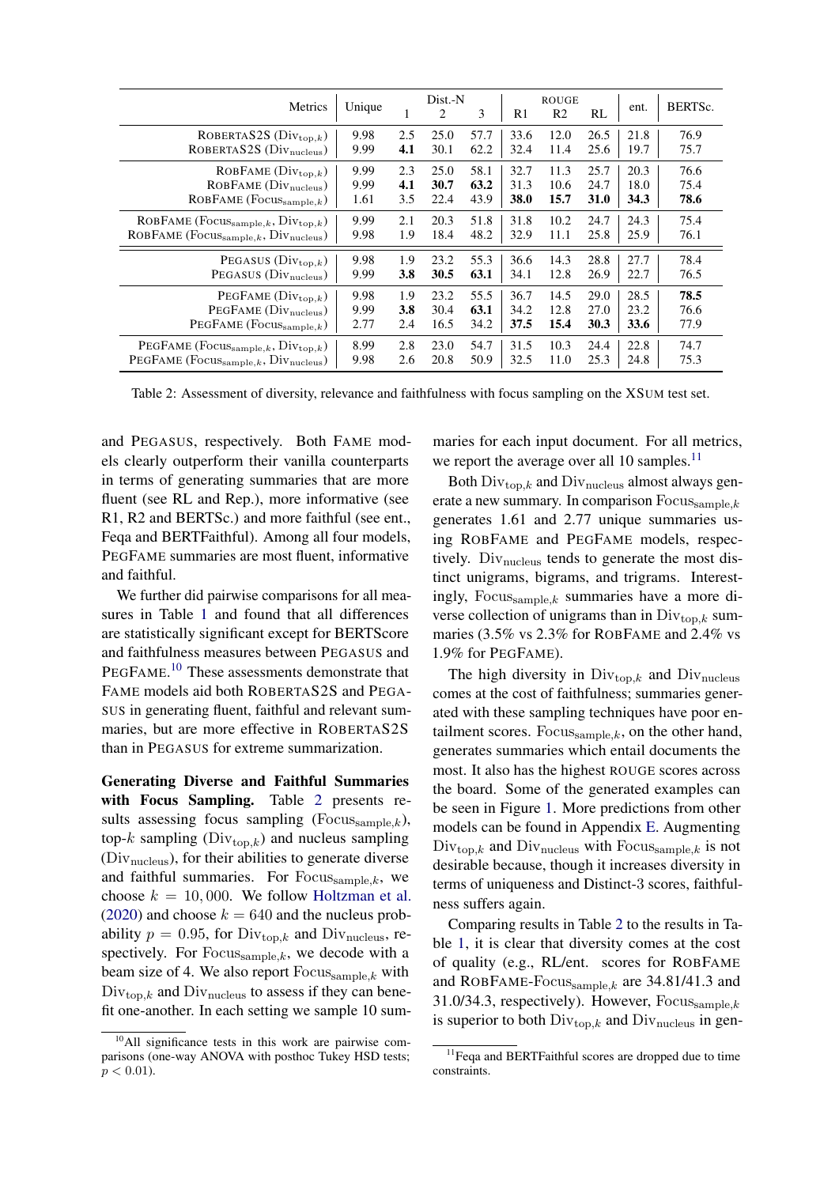| Metrics | Unique | Dist.-N | | | ROUGE | | | ent. | BERTSc. |
|---|---|---|---|---|---|---|---|---|---|
| | | 1 | 2 | 3 | R1 | R2 | RL | | |
| ROBERTAS2S ($\text{Div}_{\text{top},k}$) | 9.98 | 2.5 | 25.0 | 57.7 | 33.6 | 12.0 | 26.5 | 21.8 | 76.9 |
| ROBERTAS2S ($\text{Div}_{\text{nucleus}}$) | 9.99 | **4.1** | 30.1 | 62.2 | 32.4 | 11.4 | 25.6 | 19.7 | 75.7 |
| ROBFAME ($\text{Div}_{\text{top},k}$) | 9.99 | 2.3 | 25.0 | 58.1 | 32.7 | 11.3 | 25.7 | 20.3 | 76.6 |
| ROBFAME ($\text{Div}_{\text{nucleus}}$) | 9.99 | **4.1** | **30.7** | **63.2** | 31.3 | 10.6 | 24.7 | 18.0 | 75.4 |
| ROBFAME ($\text{Focus}_{\text{sample},k}$) | 1.61 | 3.5 | 22.4 | 43.9 | **38.0** | **15.7** | **31.0** | **34.3** | **78.6** |
| ROBFAME ($\text{Focus}_{\text{sample},k}$, $\text{Div}_{\text{top},k}$) | 9.99 | 2.1 | 20.3 | 51.8 | 31.8 | 10.2 | 24.7 | 24.3 | 75.4 |
| ROBFAME ($\text{Focus}_{\text{sample},k}$, $\text{Div}_{\text{nucleus}}$) | 9.98 | 1.9 | 18.4 | 48.2 | 32.9 | 11.1 | 25.8 | 25.9 | 76.1 |
| PEGASUS ($\text{Div}_{\text{top},k}$) | 9.98 | 1.9 | 23.2 | 55.3 | 36.6 | 14.3 | 28.8 | 27.7 | 78.4 |
| PEGASUS ($\text{Div}_{\text{nucleus}}$) | 9.99 | **3.8** | **30.5** | **63.1** | 34.1 | 12.8 | 26.9 | 22.7 | 76.5 |
| PEGFAME ($\text{Div}_{\text{top},k}$) | 9.98 | 1.9 | 23.2 | 55.5 | 36.7 | 14.5 | 29.0 | 28.5 | **78.5** |
| PEGFAME ($\text{Div}_{\text{nucleus}}$) | 9.99 | **3.8** | 30.4 | **63.1** | 34.2 | 12.8 | 27.0 | 23.2 | 76.6 |
| PEGFAME ($\text{Focus}_{\text{sample},k}$) | 2.77 | 2.4 | 16.5 | 34.2 | **37.5** | **15.4** | **30.3** | **33.6** | 77.9 |
| PEGFAME ($\text{Focus}_{\text{sample},k}$, $\text{Div}_{\text{top},k}$) | 8.99 | 2.8 | 23.0 | 54.7 | 31.5 | 10.3 | 24.4 | 22.8 | 74.7 |
| PEGFAME ($\text{Focus}_{\text{sample},k}$, $\text{Div}_{\text{nucleus}}$) | 9.98 | 2.6 | 20.8 | 50.9 | 32.5 | 11.0 | 25.3 | 24.8 | 75.3 |

Table 2: Assessment of diversity, relevance and faithfulness with focus sampling on the XSUM test set.

and PEGASUS, respectively. Both FAME models clearly outperform their vanilla counterparts in terms of generating summaries that are more fluent (see RL and Rep.), more informative (see R1, R2 and BERTSc.) and more faithful (see ent., Feqa and BERTFaithful). Among all four models, PEGFAME summaries are most fluent, informative and faithful.

We further did pairwise comparisons for all measures in Table 1 and found that all differences are statistically significant except for BERTScore and faithfulness measures between PEGASUS and PEGFAME.[10] These assessments demonstrate that FAME models aid both ROBERTAS2S and PEGASUS in generating fluent, faithful and relevant summaries, but are more effective in ROBERTAS2S than in PEGASUS for extreme summarization.

**Generating Diverse and Faithful Summaries with Focus Sampling.** Table 2 presents results assessing focus sampling ($\text{Focus}_{\text{sample},k}$), top-$k$ sampling ($\text{Div}_{\text{top},k}$) and nucleus sampling ($\text{Div}_{\text{nucleus}}$), for their abilities to generate diverse and faithful summaries. For $\text{Focus}_{\text{sample},k}$, we choose $k = 10,000$. We follow Holtzman et al. (2020) and choose $k = 640$ and the nucleus probability $p = 0.95$, for $\text{Div}_{\text{top},k}$ and $\text{Div}_{\text{nucleus}}$, respectively. For $\text{Focus}_{\text{sample},k}$, we decode with a beam size of 4. We also report $\text{Focus}_{\text{sample},k}$ with $\text{Div}_{\text{top},k}$ and $\text{Div}_{\text{nucleus}}$ to assess if they can benefit one-another. In each setting we sample 10 summaries for each input document. For all metrics, we report the average over all 10 samples.[11]

Both $\text{Div}_{\text{top},k}$ and $\text{Div}_{\text{nucleus}}$ almost always generate a new summary. In comparison $\text{Focus}_{\text{sample},k}$ generates 1.61 and 2.77 unique summaries using ROBFAME and PEGFAME models, respectively. $\text{Div}_{\text{nucleus}}$ tends to generate the most distinct unigrams, bigrams, and trigrams. Interestingly, $\text{Focus}_{\text{sample},k}$ summaries have a more diverse collection of unigrams than in $\text{Div}_{\text{top},k}$ summaries (3.5% vs 2.3% for ROBFAME and 2.4% vs 1.9% for PEGFAME).

The high diversity in $\text{Div}_{\text{top},k}$ and $\text{Div}_{\text{nucleus}}$ comes at the cost of faithfulness; summaries generated with these sampling techniques have poor entailment scores. $\text{Focus}_{\text{sample},k}$, on the other hand, generates summaries which entail documents the most. It also has the highest ROUGE scores across the board. Some of the generated examples can be seen in Figure 1. More predictions from other models can be found in Appendix E. Augmenting $\text{Div}_{\text{top},k}$ and $\text{Div}_{\text{nucleus}}$ with $\text{Focus}_{\text{sample},k}$ is not desirable because, though it increases diversity in terms of uniqueness and Distinct-3 scores, faithfulness suffers again.

Comparing results in Table 2 to the results in Table 1, it is clear that diversity comes at the cost of quality (e.g., RL/ent. scores for ROBFAME and ROBFAME-$\text{Focus}_{\text{sample},k}$ are 34.81/41.3 and 31.0/34.3, respectively). However, $\text{Focus}_{\text{sample},k}$ is superior to both $\text{Div}_{\text{top},k}$ and $\text{Div}_{\text{nucleus}}$ in gen-

[10] All significance tests in this work are pairwise comparisons (one-way ANOVA with posthoc Tukey HSD tests; $p < 0.01$).

[11] Feqa and BERTFaithful scores are dropped due to time constraints.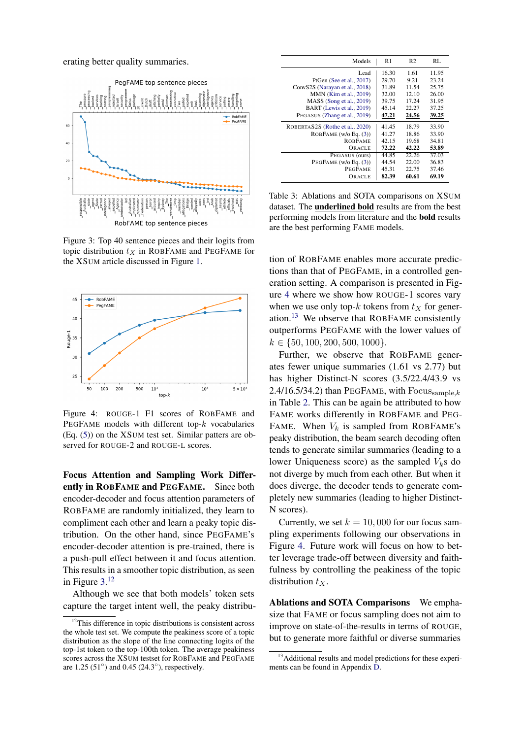erating better quality summaries.

Figure 3: Top 40 sentence pieces and their logits from topic distribution $t_X$ in ROBFAME and PEGFAME for the XSUM article discussed in Figure 1.

Figure 4: ROUGE-1 F1 scores of ROBFAME and PEGFAME models with different top-$k$ vocabularies (Eq. (5)) on the XSUM test set. Similar patters are observed for ROUGE-2 and ROUGE-L scores.

**Focus Attention and Sampling Work Differently in ROBFAME and PEGFAME.** Since both encoder-decoder and focus attention parameters of ROBFAME are randomly initialized, they learn to compliment each other and learn a peaky topic distribution. On the other hand, since PEGFAME's encoder-decoder attention is pre-trained, there is a push-pull effect between it and focus attention. This results in a smoother topic distribution, as seen in Figure 3.[12]

Although we see that both models' token sets capture the target intent well, the peaky distribution of ROBFAME enables more accurate predictions than that of PEGFAME, in a controlled generation setting. A comparison is presented in Figure 4 where we show how ROUGE-1 scores vary when we use only top-$k$ tokens from $t_X$ for generation.[13] We observe that ROBFAME consistently outperforms PEGFAME with the lower values of $k \in \{50, 100, 200, 500, 1000\}$.

Further, we observe that ROBFAME generates fewer unique summaries (1.61 vs 2.77) but has higher Distinct-N scores (3.5/22.4/43.9 vs 2.4/16.5/34.2) than PEGFAME, with $\text{Focus}_{\text{sample},k}$ in Table 2. This can be again be attributed to how FAME works differently in ROBFAME and PEGFAME. When $V_k$ is sampled from ROBFAME's peaky distribution, the beam search decoding often tends to generate similar summaries (leading to a lower Uniqueness score) as the sampled $V_k$s do not diverge by much from each other. But when it does diverge, the decoder tends to generate completely new summaries (leading to higher Distinct-N scores).

Currently, we set $k = 10,000$ for our focus sampling experiments following our observations in Figure 4. Future work will focus on how to better leverage trade-off between diversity and faithfulness by controlling the peakiness of the topic distribution $t_X$.

| Models | R1 | R2 | RL |
|---|---|---|---|
| Lead | 16.30 | 1.61 | 11.95 |
| PtGen (See et al., 2017) | 29.70 | 9.21 | 23.24 |
| ConvS2S (Narayan et al., 2018) | 31.89 | 11.54 | 25.75 |
| MMN (Kim et al., 2019) | 32.00 | 12.10 | 26.00 |
| MASS (Song et al., 2019) | 39.75 | 17.24 | 31.95 |
| BART (Lewis et al., 2019) | 45.14 | 22.27 | 37.25 |
| PEGASUS (Zhang et al., 2019) | **47.21** | **24.56** | **39.25** |
| ROBERTAS2S (Rothe et al., 2020) | 41.45 | 18.79 | 33.90 |
| ROBFAME (w/o Eq. (3)) | 41.27 | 18.86 | 33.90 |
| ROBFAME | 42.15 | 19.68 | 34.81 |
| ORACLE | **72.22** | **42.22** | **53.89** |
| PEGASUS (ours) | 44.85 | 22.26 | 37.03 |
| PEGFAME (w/o Eq. (3)) | 44.54 | 22.00 | 36.83 |
| PEGFAME | 45.31 | 22.75 | 37.46 |
| ORACLE | **82.39** | **60.61** | **69.19** |

Table 3: Ablations and SOTA comparisons on XSUM dataset. The **underlined bold** results are from the best performing models from literature and the **bold** results are the best performing FAME models.

**Ablations and SOTA Comparisons** We emphasize that FAME or focus sampling does not aim to improve on state-of-the-results in terms of ROUGE, but to generate more faithful or diverse summaries

[12] This difference in topic distributions is consistent across the whole test set. We compute the peakiness score of a topic distribution as the slope of the line connecting logits of the top-1st token to the top-100th token. The average peakiness scores across the XSUM testset for ROBFAME and PEGFAME are 1.25 (51°) and 0.45 (24.3°), respectively.

[13] Additional results and model predictions for these experiments can be found in Appendix D.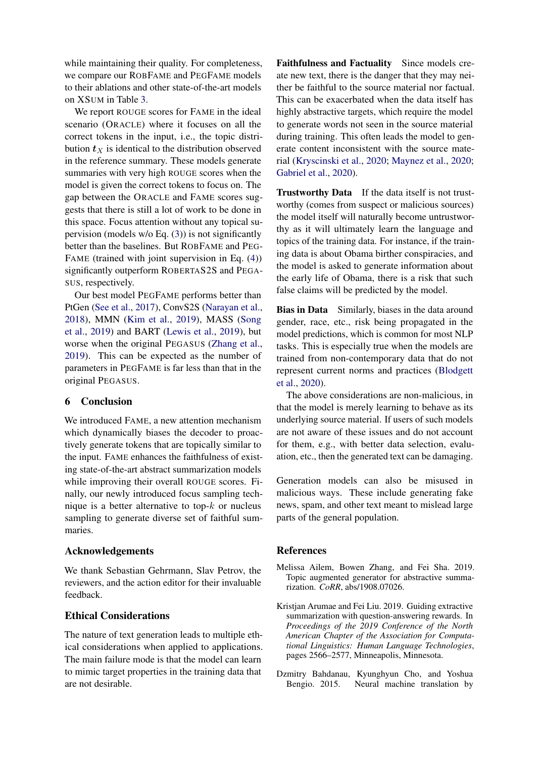while maintaining their quality. For completeness, we compare our RobFAME and PegFAME models to their ablations and other state-of-the-art models on XSum in Table 3.

We report ROUGE scores for FAME in the ideal scenario (ORACLE) where it focuses on all the correct tokens in the input, i.e., the topic distribution $\boldsymbol{t}_X$ is identical to the distribution observed in the reference summary. These models generate summaries with very high ROUGE scores when the model is given the correct tokens to focus on. The gap between the ORACLE and FAME scores suggests that there is still a lot of work to be done in this space. Focus attention without any topical supervision (models w/o Eq. (3)) is not significantly better than the baselines. But RobFAME and PegFAME (trained with joint supervision in Eq. (4)) significantly outperform RoBERTaS2S and Pegasus, respectively.

Our best model PegFAME performs better than PtGen (See et al., 2017), ConvS2S (Narayan et al., 2018), MMN (Kim et al., 2019), MASS (Song et al., 2019) and BART (Lewis et al., 2019), but worse when the original Pegasus (Zhang et al., 2019). This can be expected as the number of parameters in PegFAME is far less than that in the original Pegasus.

## 6 Conclusion

We introduced FAME, a new attention mechanism which dynamically biases the decoder to proactively generate tokens that are topically similar to the input. FAME enhances the faithfulness of existing state-of-the-art abstract summarization models while improving their overall ROUGE scores. Finally, our newly introduced focus sampling technique is a better alternative to top-$k$ or nucleus sampling to generate diverse set of faithful summaries.

## Acknowledgements

We thank Sebastian Gehrmann, Slav Petrov, the reviewers, and the action editor for their invaluable feedback.

## Ethical Considerations

The nature of text generation leads to multiple ethical considerations when applied to applications. The main failure mode is that the model can learn to mimic target properties in the training data that are not desirable.

**Faithfulness and Factuality** Since models create new text, there is the danger that they may neither be faithful to the source material nor factual. This can be exacerbated when the data itself has highly abstractive targets, which require the model to generate words not seen in the source material during training. This often leads the model to generate content inconsistent with the source material (Kryscinski et al., 2020; Maynez et al., 2020; Gabriel et al., 2020).

**Trustworthy Data** If the data itself is not trustworthy (comes from suspect or malicious sources) the model itself will naturally become untrustworthy as it will ultimately learn the language and topics of the training data. For instance, if the training data is about Obama birther conspiracies, and the model is asked to generate information about the early life of Obama, there is a risk that such false claims will be predicted by the model.

**Bias in Data** Similarly, biases in the data around gender, race, etc., risk being propagated in the model predictions, which is common for most NLP tasks. This is especially true when the models are trained from non-contemporary data that do not represent current norms and practices (Blodgett et al., 2020).

The above considerations are non-malicious, in that the model is merely learning to behave as its underlying source material. If users of such models are not aware of these issues and do not account for them, e.g., with better data selection, evaluation, etc., then the generated text can be damaging.

Generation models can also be misused in malicious ways. These include generating fake news, spam, and other text meant to mislead large parts of the general population.

## References

Melissa Ailem, Bowen Zhang, and Fei Sha. 2019. Topic augmented generator for abstractive summarization. *CoRR*, abs/1908.07026.

Kristjan Arumae and Fei Liu. 2019. Guiding extractive summarization with question-answering rewards. In *Proceedings of the 2019 Conference of the North American Chapter of the Association for Computational Linguistics: Human Language Technologies*, pages 2566–2577, Minneapolis, Minnesota.

Dzmitry Bahdanau, Kyunghyun Cho, and Yoshua Bengio. 2015. Neural machine translation by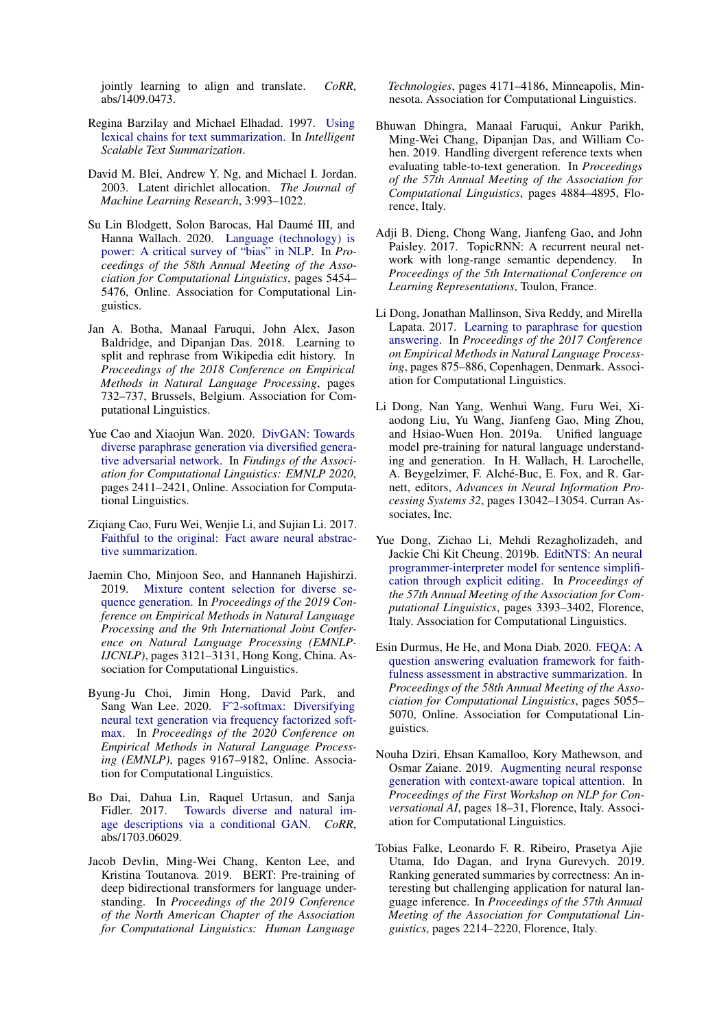jointly learning to align and translate. *CoRR*, abs/1409.0473.

Regina Barzilay and Michael Elhadad. 1997. Using lexical chains for text summarization. In *Intelligent Scalable Text Summarization*.

David M. Blei, Andrew Y. Ng, and Michael I. Jordan. 2003. Latent dirichlet allocation. *The Journal of Machine Learning Research*, 3:993–1022.

Su Lin Blodgett, Solon Barocas, Hal Daumé III, and Hanna Wallach. 2020. Language (technology) is power: A critical survey of "bias" in NLP. In *Proceedings of the 58th Annual Meeting of the Association for Computational Linguistics*, pages 5454–5476, Online. Association for Computational Linguistics.

Jan A. Botha, Manaal Faruqui, John Alex, Jason Baldridge, and Dipanjan Das. 2018. Learning to split and rephrase from Wikipedia edit history. In *Proceedings of the 2018 Conference on Empirical Methods in Natural Language Processing*, pages 732–737, Brussels, Belgium. Association for Computational Linguistics.

Yue Cao and Xiaojun Wan. 2020. DivGAN: Towards diverse paraphrase generation via diversified generative adversarial network. In *Findings of the Association for Computational Linguistics: EMNLP 2020*, pages 2411–2421, Online. Association for Computational Linguistics.

Ziqiang Cao, Furu Wei, Wenjie Li, and Sujian Li. 2017. Faithful to the original: Fact aware neural abstractive summarization.

Jaemin Cho, Minjoon Seo, and Hannaneh Hajishirzi. 2019. Mixture content selection for diverse sequence generation. In *Proceedings of the 2019 Conference on Empirical Methods in Natural Language Processing and the 9th International Joint Conference on Natural Language Processing (EMNLP-IJCNLP)*, pages 3121–3131, Hong Kong, China. Association for Computational Linguistics.

Byung-Ju Choi, Jimin Hong, David Park, and Sang Wan Lee. 2020. F^2-softmax: Diversifying neural text generation via frequency factorized softmax. In *Proceedings of the 2020 Conference on Empirical Methods in Natural Language Processing (EMNLP)*, pages 9167–9182, Online. Association for Computational Linguistics.

Bo Dai, Dahua Lin, Raquel Urtasun, and Sanja Fidler. 2017. Towards diverse and natural image descriptions via a conditional GAN. *CoRR*, abs/1703.06029.

Jacob Devlin, Ming-Wei Chang, Kenton Lee, and Kristina Toutanova. 2019. BERT: Pre-training of deep bidirectional transformers for language understanding. In *Proceedings of the 2019 Conference of the North American Chapter of the Association for Computational Linguistics: Human Language Technologies*, pages 4171–4186, Minneapolis, Minnesota. Association for Computational Linguistics.

Bhuwan Dhingra, Manaal Faruqui, Ankur Parikh, Ming-Wei Chang, Dipanjan Das, and William Cohen. 2019. Handling divergent reference texts when evaluating table-to-text generation. In *Proceedings of the 57th Annual Meeting of the Association for Computational Linguistics*, pages 4884–4895, Florence, Italy.

Adji B. Dieng, Chong Wang, Jianfeng Gao, and John Paisley. 2017. TopicRNN: A recurrent neural network with long-range semantic dependency. In *Proceedings of the 5th International Conference on Learning Representations*, Toulon, France.

Li Dong, Jonathan Mallinson, Siva Reddy, and Mirella Lapata. 2017. Learning to paraphrase for question answering. In *Proceedings of the 2017 Conference on Empirical Methods in Natural Language Processing*, pages 875–886, Copenhagen, Denmark. Association for Computational Linguistics.

Li Dong, Nan Yang, Wenhui Wang, Furu Wei, Xiaodong Liu, Yu Wang, Jianfeng Gao, Ming Zhou, and Hsiao-Wuen Hon. 2019a. Unified language model pre-training for natural language understanding and generation. In H. Wallach, H. Larochelle, A. Beygelzimer, F. Alché-Buc, E. Fox, and R. Garnett, editors, *Advances in Neural Information Processing Systems 32*, pages 13042–13054. Curran Associates, Inc.

Yue Dong, Zichao Li, Mehdi Rezagholizadeh, and Jackie Chi Kit Cheung. 2019b. EditNTS: An neural programmer-interpreter model for sentence simplification through explicit editing. In *Proceedings of the 57th Annual Meeting of the Association for Computational Linguistics*, pages 3393–3402, Florence, Italy. Association for Computational Linguistics.

Esin Durmus, He He, and Mona Diab. 2020. FEQA: A question answering evaluation framework for faithfulness assessment in abstractive summarization. In *Proceedings of the 58th Annual Meeting of the Association for Computational Linguistics*, pages 5055–5070, Online. Association for Computational Linguistics.

Nouha Dziri, Ehsan Kamalloo, Kory Mathewson, and Osmar Zaiane. 2019. Augmenting neural response generation with context-aware topical attention. In *Proceedings of the First Workshop on NLP for Conversational AI*, pages 18–31, Florence, Italy. Association for Computational Linguistics.

Tobias Falke, Leonardo F. R. Ribeiro, Prasetya Ajie Utama, Ido Dagan, and Iryna Gurevych. 2019. Ranking generated summaries by correctness: An interesting but challenging application for natural language inference. In *Proceedings of the 57th Annual Meeting of the Association for Computational Linguistics*, pages 2214–2220, Florence, Italy.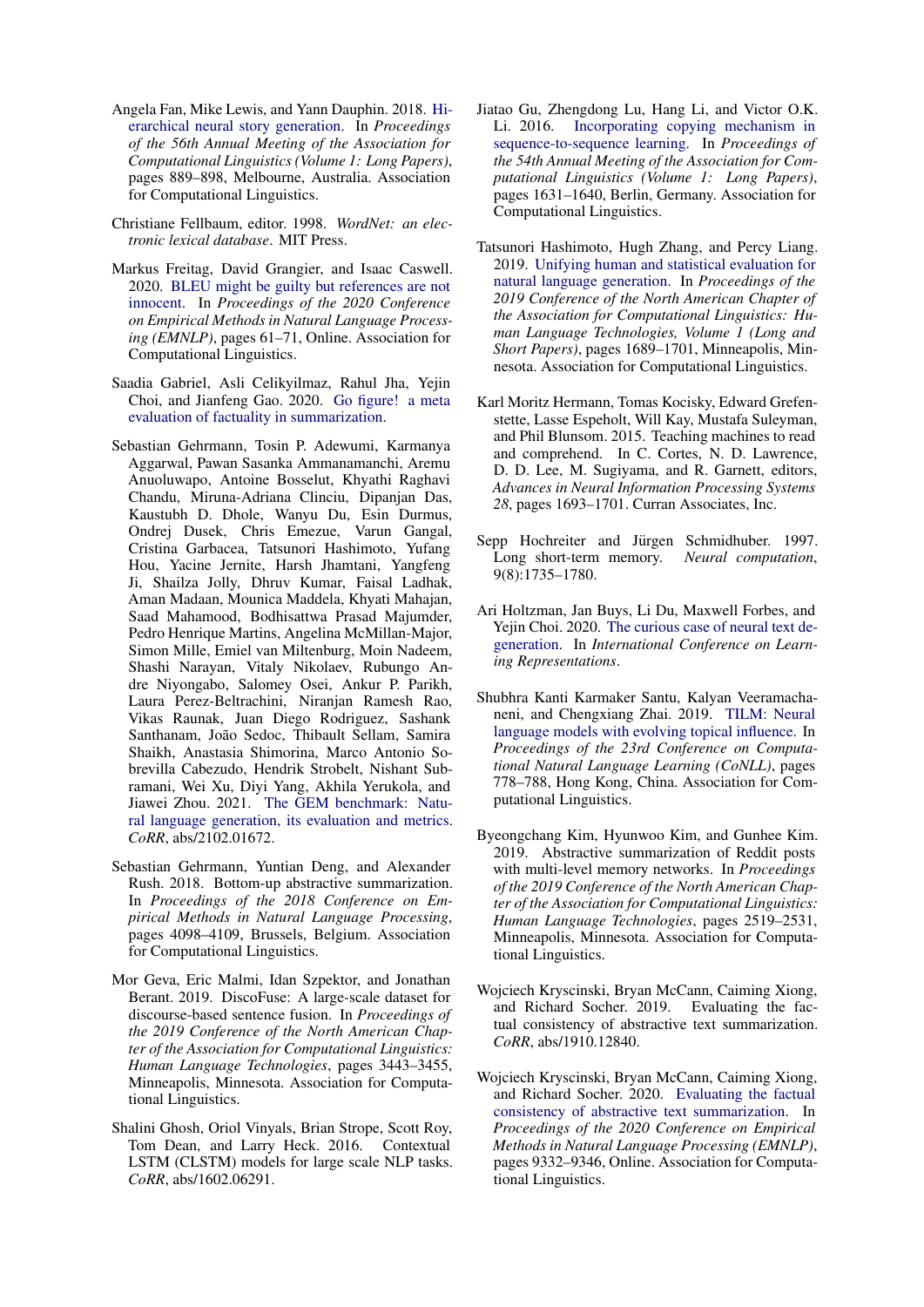Angela Fan, Mike Lewis, and Yann Dauphin. 2018. Hierarchical neural story generation. In *Proceedings of the 56th Annual Meeting of the Association for Computational Linguistics (Volume 1: Long Papers)*, pages 889–898, Melbourne, Australia. Association for Computational Linguistics.

Christiane Fellbaum, editor. 1998. *WordNet: an electronic lexical database*. MIT Press.

Markus Freitag, David Grangier, and Isaac Caswell. 2020. BLEU might be guilty but references are not innocent. In *Proceedings of the 2020 Conference on Empirical Methods in Natural Language Processing (EMNLP)*, pages 61–71, Online. Association for Computational Linguistics.

Saadia Gabriel, Asli Celikyilmaz, Rahul Jha, Yejin Choi, and Jianfeng Gao. 2020. Go figure! a meta evaluation of factuality in summarization.

Sebastian Gehrmann, Tosin P. Adewumi, Karmanya Aggarwal, Pawan Sasanka Ammanamanchi, Aremu Anuoluwapo, Antoine Bosselut, Khyathi Raghavi Chandu, Miruna-Adriana Clinciu, Dipanjan Das, Kaustubh D. Dhole, Wanyu Du, Esin Durmus, Ondrej Dusek, Chris Emezue, Varun Gangal, Cristina Garbacea, Tatsunori Hashimoto, Yufang Hou, Yacine Jernite, Harsh Jhamtani, Yangfeng Ji, Shailza Jolly, Dhruv Kumar, Faisal Ladhak, Aman Madaan, Mounica Maddela, Khyati Mahajan, Saad Mahamood, Bodhisattwa Prasad Majumder, Pedro Henrique Martins, Angelina McMillan-Major, Simon Mille, Emiel van Miltenburg, Moin Nadeem, Shashi Narayan, Vitaly Nikolaev, Rubungo Andre Niyongabo, Salomey Osei, Ankur P. Parikh, Laura Perez-Beltrachini, Niranjan Ramesh Rao, Vikas Raunak, Juan Diego Rodriguez, Sashank Santhanam, João Sedoc, Thibault Sellam, Samira Shaikh, Anastasia Shimorina, Marco Antonio Sobrevilla Cabezudo, Hendrik Strobelt, Nishant Subramani, Wei Xu, Diyi Yang, Akhila Yerukola, and Jiawei Zhou. 2021. The GEM benchmark: Natural language generation, its evaluation and metrics. *CoRR*, abs/2102.01672.

Sebastian Gehrmann, Yuntian Deng, and Alexander Rush. 2018. Bottom-up abstractive summarization. In *Proceedings of the 2018 Conference on Empirical Methods in Natural Language Processing*, pages 4098–4109, Brussels, Belgium. Association for Computational Linguistics.

Mor Geva, Eric Malmi, Idan Szpektor, and Jonathan Berant. 2019. DiscoFuse: A large-scale dataset for discourse-based sentence fusion. In *Proceedings of the 2019 Conference of the North American Chapter of the Association for Computational Linguistics: Human Language Technologies*, pages 3443–3455, Minneapolis, Minnesota. Association for Computational Linguistics.

Shalini Ghosh, Oriol Vinyals, Brian Strope, Scott Roy, Tom Dean, and Larry Heck. 2016. Contextual LSTM (CLSTM) models for large scale NLP tasks. *CoRR*, abs/1602.06291.

Jiatao Gu, Zhengdong Lu, Hang Li, and Victor O.K. Li. 2016. Incorporating copying mechanism in sequence-to-sequence learning. In *Proceedings of the 54th Annual Meeting of the Association for Computational Linguistics (Volume 1: Long Papers)*, pages 1631–1640, Berlin, Germany. Association for Computational Linguistics.

Tatsunori Hashimoto, Hugh Zhang, and Percy Liang. 2019. Unifying human and statistical evaluation for natural language generation. In *Proceedings of the 2019 Conference of the North American Chapter of the Association for Computational Linguistics: Human Language Technologies, Volume 1 (Long and Short Papers)*, pages 1689–1701, Minneapolis, Minnesota. Association for Computational Linguistics.

Karl Moritz Hermann, Tomas Kocisky, Edward Grefenstette, Lasse Espeholt, Will Kay, Mustafa Suleyman, and Phil Blunsom. 2015. Teaching machines to read and comprehend. In C. Cortes, N. D. Lawrence, D. D. Lee, M. Sugiyama, and R. Garnett, editors, *Advances in Neural Information Processing Systems 28*, pages 1693–1701. Curran Associates, Inc.

Sepp Hochreiter and Jürgen Schmidhuber. 1997. Long short-term memory. *Neural computation*, 9(8):1735–1780.

Ari Holtzman, Jan Buys, Li Du, Maxwell Forbes, and Yejin Choi. 2020. The curious case of neural text degeneration. In *International Conference on Learning Representations*.

Shubhra Kanti Karmaker Santu, Kalyan Veeramachaneni, and Chengxiang Zhai. 2019. TILM: Neural language models with evolving topical influence. In *Proceedings of the 23rd Conference on Computational Natural Language Learning (CoNLL)*, pages 778–788, Hong Kong, China. Association for Computational Linguistics.

Byeongchang Kim, Hyunwoo Kim, and Gunhee Kim. 2019. Abstractive summarization of Reddit posts with multi-level memory networks. In *Proceedings of the 2019 Conference of the North American Chapter of the Association for Computational Linguistics: Human Language Technologies*, pages 2519–2531, Minneapolis, Minnesota. Association for Computational Linguistics.

Wojciech Kryscinski, Bryan McCann, Caiming Xiong, and Richard Socher. 2019. Evaluating the factual consistency of abstractive text summarization. *CoRR*, abs/1910.12840.

Wojciech Kryscinski, Bryan McCann, Caiming Xiong, and Richard Socher. 2020. Evaluating the factual consistency of abstractive text summarization. In *Proceedings of the 2020 Conference on Empirical Methods in Natural Language Processing (EMNLP)*, pages 9332–9346, Online. Association for Computational Linguistics.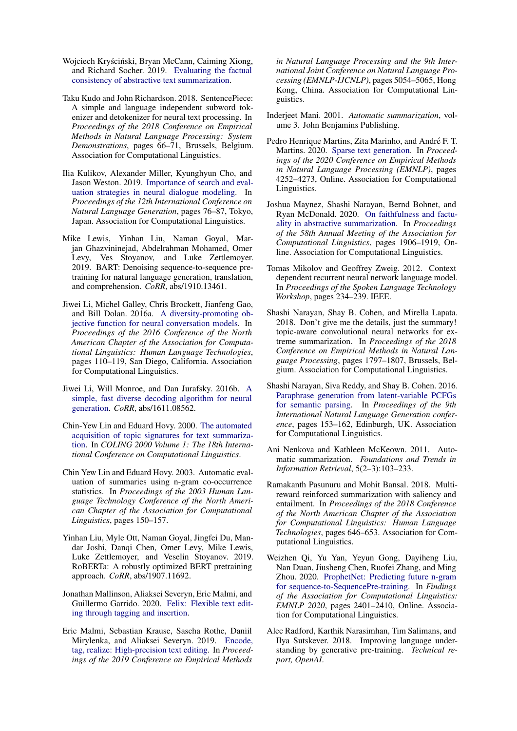Wojciech Kryściński, Bryan McCann, Caiming Xiong, and Richard Socher. 2019. Evaluating the factual consistency of abstractive text summarization.

Taku Kudo and John Richardson. 2018. SentencePiece: A simple and language independent subword tokenizer and detokenizer for neural text processing. In *Proceedings of the 2018 Conference on Empirical Methods in Natural Language Processing: System Demonstrations*, pages 66–71, Brussels, Belgium. Association for Computational Linguistics.

Ilia Kulikov, Alexander Miller, Kyunghyun Cho, and Jason Weston. 2019. Importance of search and evaluation strategies in neural dialogue modeling. In *Proceedings of the 12th International Conference on Natural Language Generation*, pages 76–87, Tokyo, Japan. Association for Computational Linguistics.

Mike Lewis, Yinhan Liu, Naman Goyal, Marjan Ghazvininejad, Abdelrahman Mohamed, Omer Levy, Ves Stoyanov, and Luke Zettlemoyer. 2019. BART: Denoising sequence-to-sequence pretraining for natural language generation, translation, and comprehension. *CoRR*, abs/1910.13461.

Jiwei Li, Michel Galley, Chris Brockett, Jianfeng Gao, and Bill Dolan. 2016a. A diversity-promoting objective function for neural conversation models. In *Proceedings of the 2016 Conference of the North American Chapter of the Association for Computational Linguistics: Human Language Technologies*, pages 110–119, San Diego, California. Association for Computational Linguistics.

Jiwei Li, Will Monroe, and Dan Jurafsky. 2016b. A simple, fast diverse decoding algorithm for neural generation. *CoRR*, abs/1611.08562.

Chin-Yew Lin and Eduard Hovy. 2000. The automated acquisition of topic signatures for text summarization. In *COLING 2000 Volume 1: The 18th International Conference on Computational Linguistics*.

Chin Yew Lin and Eduard Hovy. 2003. Automatic evaluation of summaries using n-gram co-occurrence statistics. In *Proceedings of the 2003 Human Language Technology Conference of the North American Chapter of the Association for Computational Linguistics*, pages 150–157.

Yinhan Liu, Myle Ott, Naman Goyal, Jingfei Du, Mandar Joshi, Danqi Chen, Omer Levy, Mike Lewis, Luke Zettlemoyer, and Veselin Stoyanov. 2019. RoBERTa: A robustly optimized BERT pretraining approach. *CoRR*, abs/1907.11692.

Jonathan Mallinson, Aliaksei Severyn, Eric Malmi, and Guillermo Garrido. 2020. Felix: Flexible text editing through tagging and insertion.

Eric Malmi, Sebastian Krause, Sascha Rothe, Daniil Mirylenka, and Aliaksei Severyn. 2019. Encode, tag, realize: High-precision text editing. In *Proceedings of the 2019 Conference on Empirical Methods in Natural Language Processing and the 9th International Joint Conference on Natural Language Processing (EMNLP-IJCNLP)*, pages 5054–5065, Hong Kong, China. Association for Computational Linguistics.

Inderjeet Mani. 2001. *Automatic summarization*, volume 3. John Benjamins Publishing.

Pedro Henrique Martins, Zita Marinho, and André F. T. Martins. 2020. Sparse text generation. In *Proceedings of the 2020 Conference on Empirical Methods in Natural Language Processing (EMNLP)*, pages 4252–4273, Online. Association for Computational Linguistics.

Joshua Maynez, Shashi Narayan, Bernd Bohnet, and Ryan McDonald. 2020. On faithfulness and factuality in abstractive summarization. In *Proceedings of the 58th Annual Meeting of the Association for Computational Linguistics*, pages 1906–1919, Online. Association for Computational Linguistics.

Tomas Mikolov and Geoffrey Zweig. 2012. Context dependent recurrent neural network language model. In *Proceedings of the Spoken Language Technology Workshop*, pages 234–239. IEEE.

Shashi Narayan, Shay B. Cohen, and Mirella Lapata. 2018. Don't give me the details, just the summary! topic-aware convolutional neural networks for extreme summarization. In *Proceedings of the 2018 Conference on Empirical Methods in Natural Language Processing*, pages 1797–1807, Brussels, Belgium. Association for Computational Linguistics.

Shashi Narayan, Siva Reddy, and Shay B. Cohen. 2016. Paraphrase generation from latent-variable PCFGs for semantic parsing. In *Proceedings of the 9th International Natural Language Generation conference*, pages 153–162, Edinburgh, UK. Association for Computational Linguistics.

Ani Nenkova and Kathleen McKeown. 2011. Automatic summarization. *Foundations and Trends in Information Retrieval*, 5(2–3):103–233.

Ramakanth Pasunuru and Mohit Bansal. 2018. Multi-reward reinforced summarization with saliency and entailment. In *Proceedings of the 2018 Conference of the North American Chapter of the Association for Computational Linguistics: Human Language Technologies*, pages 646–653. Association for Computational Linguistics.

Weizhen Qi, Yu Yan, Yeyun Gong, Dayiheng Liu, Nan Duan, Jiusheng Chen, Ruofei Zhang, and Ming Zhou. 2020. ProphetNet: Predicting future n-gram for sequence-to-SequencePre-training. In *Findings of the Association for Computational Linguistics: EMNLP 2020*, pages 2401–2410, Online. Association for Computational Linguistics.

Alec Radford, Karthik Narasimhan, Tim Salimans, and Ilya Sutskever. 2018. Improving language understanding by generative pre-training. *Technical report, OpenAI*.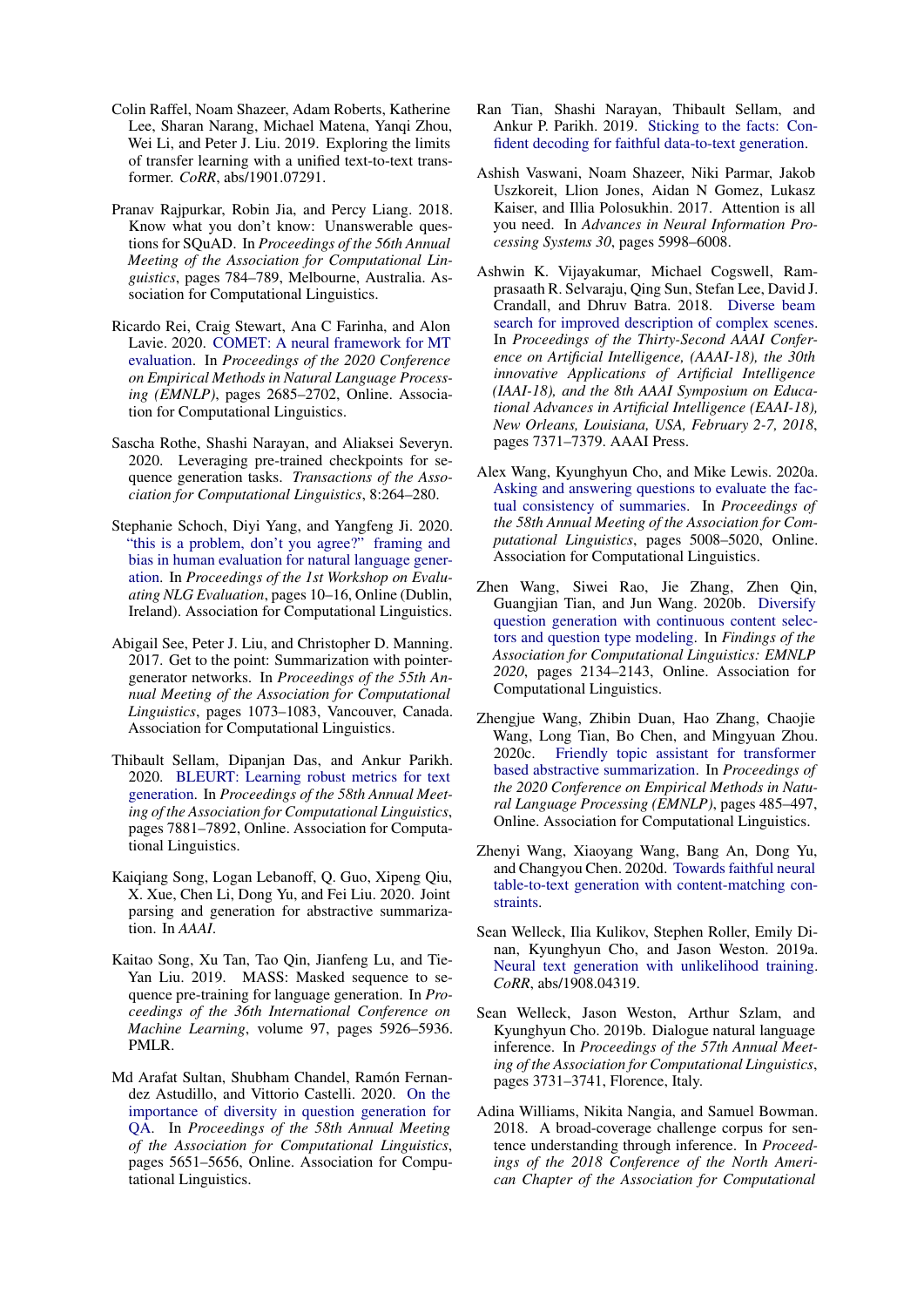Colin Raffel, Noam Shazeer, Adam Roberts, Katherine Lee, Sharan Narang, Michael Matena, Yanqi Zhou, Wei Li, and Peter J. Liu. 2019. Exploring the limits of transfer learning with a unified text-to-text transformer. *CoRR*, abs/1901.07291.

Pranav Rajpurkar, Robin Jia, and Percy Liang. 2018. Know what you don't know: Unanswerable questions for SQuAD. In *Proceedings of the 56th Annual Meeting of the Association for Computational Linguistics*, pages 784–789, Melbourne, Australia. Association for Computational Linguistics.

Ricardo Rei, Craig Stewart, Ana C Farinha, and Alon Lavie. 2020. COMET: A neural framework for MT evaluation. In *Proceedings of the 2020 Conference on Empirical Methods in Natural Language Processing (EMNLP)*, pages 2685–2702, Online. Association for Computational Linguistics.

Sascha Rothe, Shashi Narayan, and Aliaksei Severyn. 2020. Leveraging pre-trained checkpoints for sequence generation tasks. *Transactions of the Association for Computational Linguistics*, 8:264–280.

Stephanie Schoch, Diyi Yang, and Yangfeng Ji. 2020. "this is a problem, don't you agree?" framing and bias in human evaluation for natural language generation. In *Proceedings of the 1st Workshop on Evaluating NLG Evaluation*, pages 10–16, Online (Dublin, Ireland). Association for Computational Linguistics.

Abigail See, Peter J. Liu, and Christopher D. Manning. 2017. Get to the point: Summarization with pointer-generator networks. In *Proceedings of the 55th Annual Meeting of the Association for Computational Linguistics*, pages 1073–1083, Vancouver, Canada. Association for Computational Linguistics.

Thibault Sellam, Dipanjan Das, and Ankur Parikh. 2020. BLEURT: Learning robust metrics for text generation. In *Proceedings of the 58th Annual Meeting of the Association for Computational Linguistics*, pages 7881–7892, Online. Association for Computational Linguistics.

Kaiqiang Song, Logan Lebanoff, Q. Guo, Xipeng Qiu, X. Xue, Chen Li, Dong Yu, and Fei Liu. 2020. Joint parsing and generation for abstractive summarization. In *AAAI*.

Kaitao Song, Xu Tan, Tao Qin, Jianfeng Lu, and Tie-Yan Liu. 2019. MASS: Masked sequence to sequence pre-training for language generation. In *Proceedings of the 36th International Conference on Machine Learning*, volume 97, pages 5926–5936. PMLR.

Md Arafat Sultan, Shubham Chandel, Ramón Fernandez Astudillo, and Vittorio Castelli. 2020. On the importance of diversity in question generation for QA. In *Proceedings of the 58th Annual Meeting of the Association for Computational Linguistics*, pages 5651–5656, Online. Association for Computational Linguistics.

Ran Tian, Shashi Narayan, Thibault Sellam, and Ankur P. Parikh. 2019. Sticking to the facts: Confident decoding for faithful data-to-text generation.

Ashish Vaswani, Noam Shazeer, Niki Parmar, Jakob Uszkoreit, Llion Jones, Aidan N Gomez, Lukasz Kaiser, and Illia Polosukhin. 2017. Attention is all you need. In *Advances in Neural Information Processing Systems 30*, pages 5998–6008.

Ashwin K. Vijayakumar, Michael Cogswell, Ramprasaath R. Selvaraju, Qing Sun, Stefan Lee, David J. Crandall, and Dhruv Batra. 2018. Diverse beam search for improved description of complex scenes. In *Proceedings of the Thirty-Second AAAI Conference on Artificial Intelligence, (AAAI-18), the 30th innovative Applications of Artificial Intelligence (IAAI-18), and the 8th AAAI Symposium on Educational Advances in Artificial Intelligence (EAAI-18), New Orleans, Louisiana, USA, February 2-7, 2018*, pages 7371–7379. AAAI Press.

Alex Wang, Kyunghyun Cho, and Mike Lewis. 2020a. Asking and answering questions to evaluate the factual consistency of summaries. In *Proceedings of the 58th Annual Meeting of the Association for Computational Linguistics*, pages 5008–5020, Online. Association for Computational Linguistics.

Zhen Wang, Siwei Rao, Jie Zhang, Zhen Qin, Guangjian Tian, and Jun Wang. 2020b. Diversify question generation with continuous content selectors and question type modeling. In *Findings of the Association for Computational Linguistics: EMNLP 2020*, pages 2134–2143, Online. Association for Computational Linguistics.

Zhengjue Wang, Zhibin Duan, Hao Zhang, Chaojie Wang, Long Tian, Bo Chen, and Mingyuan Zhou. 2020c. Friendly topic assistant for transformer based abstractive summarization. In *Proceedings of the 2020 Conference on Empirical Methods in Natural Language Processing (EMNLP)*, pages 485–497, Online. Association for Computational Linguistics.

Zhenyi Wang, Xiaoyang Wang, Bang An, Dong Yu, and Changyou Chen. 2020d. Towards faithful neural table-to-text generation with content-matching constraints.

Sean Welleck, Ilia Kulikov, Stephen Roller, Emily Dinan, Kyunghyun Cho, and Jason Weston. 2019a. Neural text generation with unlikelihood training. *CoRR*, abs/1908.04319.

Sean Welleck, Jason Weston, Arthur Szlam, and Kyunghyun Cho. 2019b. Dialogue natural language inference. In *Proceedings of the 57th Annual Meeting of the Association for Computational Linguistics*, pages 3731–3741, Florence, Italy.

Adina Williams, Nikita Nangia, and Samuel Bowman. 2018. A broad-coverage challenge corpus for sentence understanding through inference. In *Proceedings of the 2018 Conference of the North American Chapter of the Association for Computational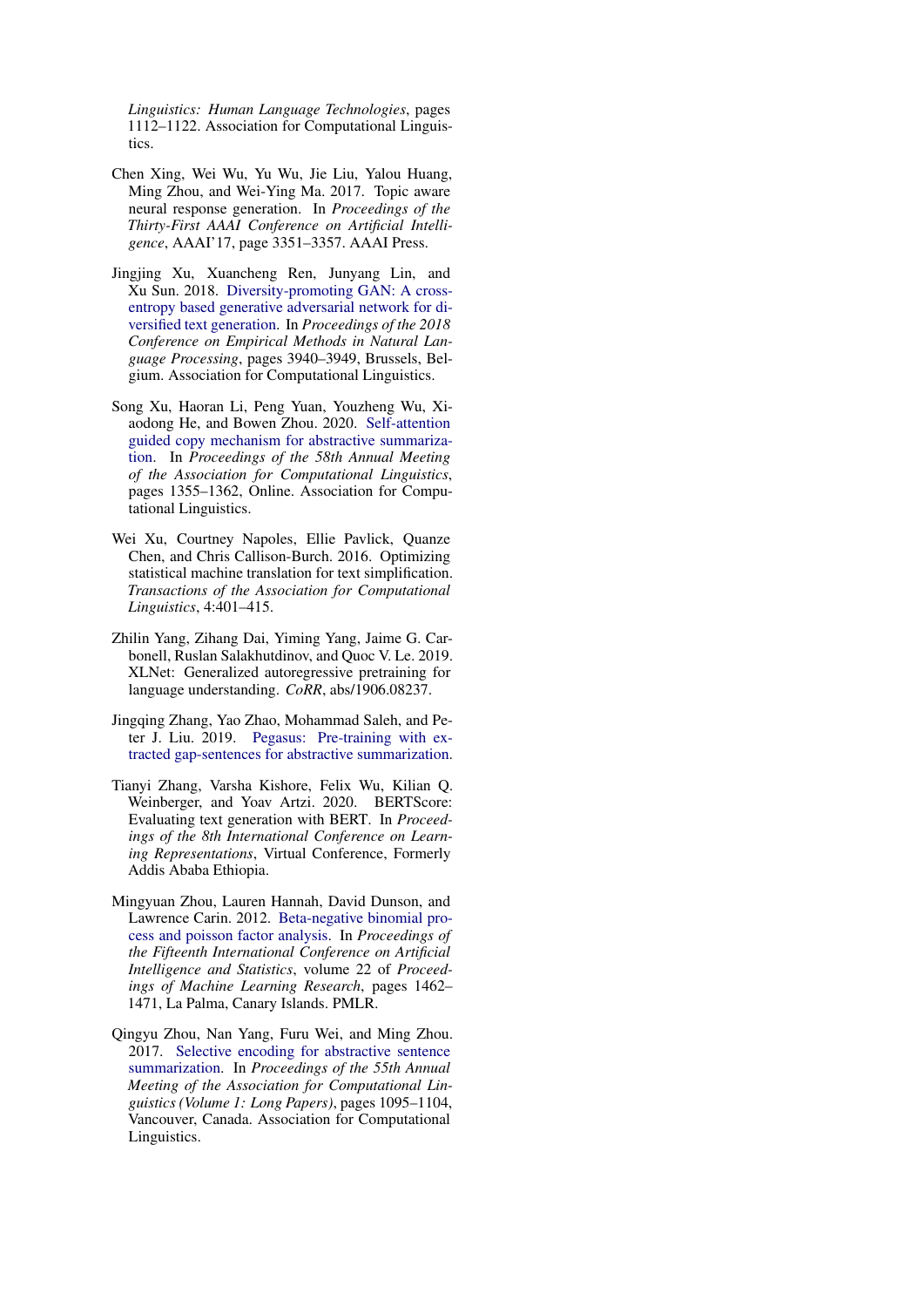*Linguistics: Human Language Technologies*, pages 1112–1122. Association for Computational Linguistics.

Chen Xing, Wei Wu, Yu Wu, Jie Liu, Yalou Huang, Ming Zhou, and Wei-Ying Ma. 2017. Topic aware neural response generation. In *Proceedings of the Thirty-First AAAI Conference on Artificial Intelligence*, AAAI'17, page 3351–3357. AAAI Press.

Jingjing Xu, Xuancheng Ren, Junyang Lin, and Xu Sun. 2018. Diversity-promoting GAN: A cross-entropy based generative adversarial network for diversified text generation. In *Proceedings of the 2018 Conference on Empirical Methods in Natural Language Processing*, pages 3940–3949, Brussels, Belgium. Association for Computational Linguistics.

Song Xu, Haoran Li, Peng Yuan, Youzheng Wu, Xiaodong He, and Bowen Zhou. 2020. Self-attention guided copy mechanism for abstractive summarization. In *Proceedings of the 58th Annual Meeting of the Association for Computational Linguistics*, pages 1355–1362, Online. Association for Computational Linguistics.

Wei Xu, Courtney Napoles, Ellie Pavlick, Quanze Chen, and Chris Callison-Burch. 2016. Optimizing statistical machine translation for text simplification. *Transactions of the Association for Computational Linguistics*, 4:401–415.

Zhilin Yang, Zihang Dai, Yiming Yang, Jaime G. Carbonell, Ruslan Salakhutdinov, and Quoc V. Le. 2019. XLNet: Generalized autoregressive pretraining for language understanding. *CoRR*, abs/1906.08237.

Jingqing Zhang, Yao Zhao, Mohammad Saleh, and Peter J. Liu. 2019. Pegasus: Pre-training with extracted gap-sentences for abstractive summarization.

Tianyi Zhang, Varsha Kishore, Felix Wu, Kilian Q. Weinberger, and Yoav Artzi. 2020. BERTScore: Evaluating text generation with BERT. In *Proceedings of the 8th International Conference on Learning Representations*, Virtual Conference, Formerly Addis Ababa Ethiopia.

Mingyuan Zhou, Lauren Hannah, David Dunson, and Lawrence Carin. 2012. Beta-negative binomial process and poisson factor analysis. In *Proceedings of the Fifteenth International Conference on Artificial Intelligence and Statistics*, volume 22 of *Proceedings of Machine Learning Research*, pages 1462–1471, La Palma, Canary Islands. PMLR.

Qingyu Zhou, Nan Yang, Furu Wei, and Ming Zhou. 2017. Selective encoding for abstractive sentence summarization. In *Proceedings of the 55th Annual Meeting of the Association for Computational Linguistics (Volume 1: Long Papers)*, pages 1095–1104, Vancouver, Canada. Association for Computational Linguistics.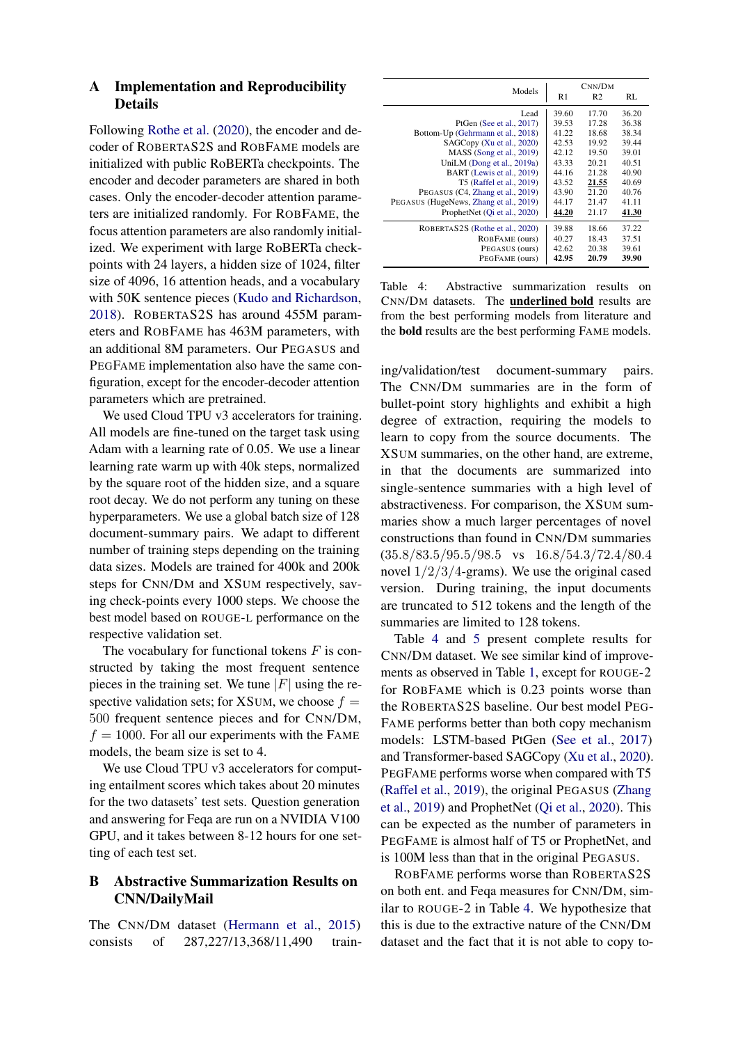## A Implementation and Reproducibility Details

Following Rothe et al. (2020), the encoder and decoder of ROBERTAS2S and ROBFAME models are initialized with public RoBERTa checkpoints. The encoder and decoder parameters are shared in both cases. Only the encoder-decoder attention parameters are initialized randomly. For ROBFAME, the focus attention parameters are also randomly initialized. We experiment with large RoBERTa checkpoints with 24 layers, a hidden size of 1024, filter size of 4096, 16 attention heads, and a vocabulary with 50K sentence pieces (Kudo and Richardson, 2018). ROBERTAS2S has around 455M parameters and ROBFAME has 463M parameters, with an additional 8M parameters. Our PEGASUS and PEGFAME implementation also have the same configuration, except for the encoder-decoder attention parameters which are pretrained.

We used Cloud TPU v3 accelerators for training. All models are fine-tuned on the target task using Adam with a learning rate of 0.05. We use a linear learning rate warm up with 40k steps, normalized by the square root of the hidden size, and a square root decay. We do not perform any tuning on these hyperparameters. We use a global batch size of 128 document-summary pairs. We adapt to different number of training steps depending on the training data sizes. Models are trained for 400k and 200k steps for CNN/DM and XSUM respectively, saving check-points every 1000 steps. We choose the best model based on ROUGE-L performance on the respective validation set.

The vocabulary for functional tokens $F$ is constructed by taking the most frequent sentence pieces in the training set. We tune $|F|$ using the respective validation sets; for XSUM, we choose $f = 500$ frequent sentence pieces and for CNN/DM, $f = 1000$. For all our experiments with the FAME models, the beam size is set to 4.

We use Cloud TPU v3 accelerators for computing entailment scores which takes about 20 minutes for the two datasets' test sets. Question generation and answering for Feqa are run on a NVIDIA V100 GPU, and it takes between 8-12 hours for one setting of each test set.

## B Abstractive Summarization Results on CNN/DailyMail

The CNN/DM dataset (Hermann et al., 2015) consists of 287,227/13,368/11,490 training/validation/test document-summary pairs. The CNN/DM summaries are in the form of bullet-point story highlights and exhibit a high degree of extraction, requiring the models to learn to copy from the source documents. The XSUM summaries, on the other hand, are extreme, in that the documents are summarized into single-sentence summaries with a high level of abstractiveness. For comparison, the XSUM summaries show a much larger percentages of novel constructions than found in CNN/DM summaries (35.8/83.5/95.5/98.5 vs 16.8/54.3/72.4/80.4 novel 1/2/3/4-grams). We use the original cased version. During training, the input documents are truncated to 512 tokens and the length of the summaries are limited to 128 tokens.

| Models | CNN/DM R1 | CNN/DM R2 | CNN/DM RL |
|---|---|---|---|
| Lead | 39.60 | 17.70 | 36.20 |
| PtGen (See et al., 2017) | 39.53 | 17.28 | 36.38 |
| Bottom-Up (Gehrmann et al., 2018) | 41.22 | 18.68 | 38.34 |
| SAGCopy (Xu et al., 2020) | 42.53 | 19.92 | 39.44 |
| MASS (Song et al., 2019) | 42.12 | 19.50 | 39.01 |
| UniLM (Dong et al., 2019a) | 43.33 | 20.21 | 40.51 |
| BART (Lewis et al., 2019) | 44.16 | 21.28 | 40.90 |
| T5 (Raffel et al., 2019) | 43.52 | <u>**21.55**</u> | 40.69 |
| PEGASUS (C4, Zhang et al., 2019) | 43.90 | 21.20 | 40.76 |
| PEGASUS (HugeNews, Zhang et al., 2019) | 44.17 | 21.47 | 41.11 |
| ProphetNet (Qi et al., 2020) | <u>**44.20**</u> | 21.17 | <u>**41.30**</u> |
| ROBERTAS2S (Rothe et al., 2020) | 39.88 | 18.66 | 37.22 |
| ROBFAME (ours) | 40.27 | 18.43 | 37.51 |
| PEGASUS (ours) | 42.62 | 20.38 | 39.61 |
| PEGFAME (ours) | **42.95** | **20.79** | **39.90** |

Table 4: Abstractive summarization results on CNN/DM datasets. The <u>**underlined bold**</u> results are from the best performing models from literature and the **bold** results are the best performing FAME models.

Table 4 and 5 present complete results for CNN/DM dataset. We see similar kind of improvements as observed in Table 1, except for ROUGE-2 for ROBFAME which is 0.23 points worse than the ROBERTAS2S baseline. Our best model PEGFAME performs better than both copy mechanism models: LSTM-based PtGen (See et al., 2017) and Transformer-based SAGCopy (Xu et al., 2020). PEGFAME performs worse when compared with T5 (Raffel et al., 2019), the original PEGASUS (Zhang et al., 2019) and ProphetNet (Qi et al., 2020). This can be expected as the number of parameters in PEGFAME is almost half of T5 or ProphetNet, and is 100M less than that in the original PEGASUS.

ROBFAME performs worse than ROBERTAS2S on both ent. and Feqa measures for CNN/DM, similar to ROUGE-2 in Table 4. We hypothesize that this is due to the extractive nature of the CNN/DM dataset and the fact that it is not able to copy to-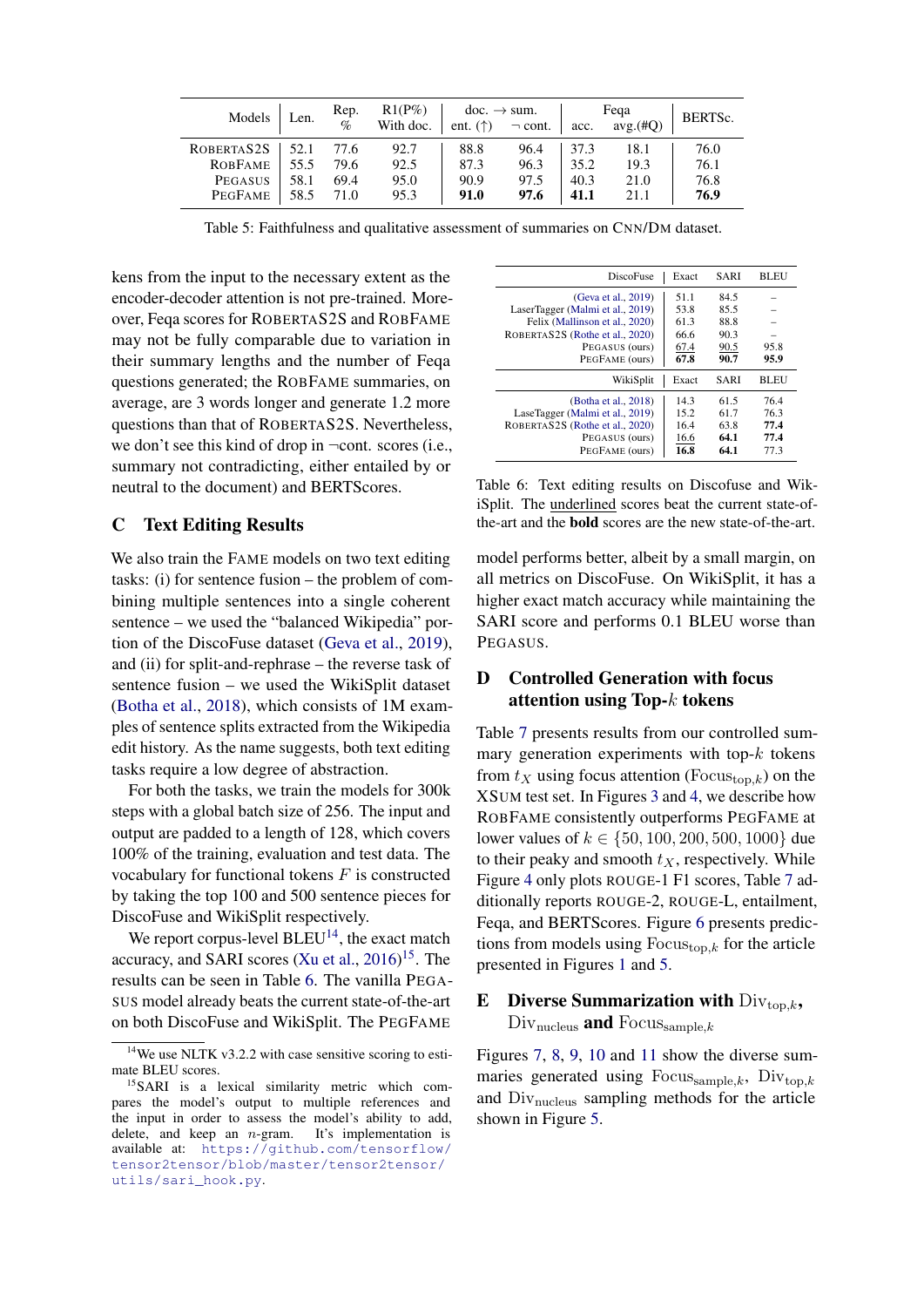| Models | Len. | Rep. % | R1(P%) With doc. | doc. → sum. ent. (↑) | ¬ cont. | Feqa acc. | avg.(#Q) | BERTSc. |
|---|---|---|---|---|---|---|---|---|
| ROBERTAS2S | 52.1 | 77.6 | 92.7 | 88.8 | 96.4 | 37.3 | 18.1 | 76.0 |
| ROBFAME | 55.5 | 79.6 | 92.5 | 87.3 | 96.3 | 35.2 | 19.3 | 76.1 |
| PEGASUS | 58.1 | 69.4 | 95.0 | 90.9 | 97.5 | 40.3 | 21.0 | 76.8 |
| PEGFAME | 58.5 | 71.0 | 95.3 | **91.0** | **97.6** | **41.1** | 21.1 | **76.9** |

Table 5: Faithfulness and qualitative assessment of summaries on CNN/DM dataset.

kens from the input to the necessary extent as the encoder-decoder attention is not pre-trained. Moreover, Feqa scores for ROBERTAS2S and ROBFAME may not be fully comparable due to variation in their summary lengths and the number of Feqa questions generated; the ROBFAME summaries, on average, are 3 words longer and generate 1.2 more questions than that of ROBERTAS2S. Nevertheless, we don't see this kind of drop in ¬cont. scores (i.e., summary not contradicting, either entailed by or neutral to the document) and BERTScores.

## C Text Editing Results

We also train the FAME models on two text editing tasks: (i) for sentence fusion – the problem of combining multiple sentences into a single coherent sentence – we used the "balanced Wikipedia" portion of the DiscoFuse dataset (Geva et al., 2019), and (ii) for split-and-rephrase – the reverse task of sentence fusion – we used the WikiSplit dataset (Botha et al., 2018), which consists of 1M examples of sentence splits extracted from the Wikipedia edit history. As the name suggests, both text editing tasks require a low degree of abstraction.

For both the tasks, we train the models for 300k steps with a global batch size of 256. The input and output are padded to a length of 128, which covers 100% of the training, evaluation and test data. The vocabulary for functional tokens $F$ is constructed by taking the top 100 and 500 sentence pieces for DiscoFuse and WikiSplit respectively.

We report corpus-level BLEU[14], the exact match accuracy, and SARI scores (Xu et al., 2016)[15]. The results can be seen in Table 6. The vanilla PEGASUS model already beats the current state-of-the-art on both DiscoFuse and WikiSplit. The PEGFAME model performs better, albeit by a small margin, on all metrics on DiscoFuse. On WikiSplit, it has a higher exact match accuracy while maintaining the SARI score and performs 0.1 BLEU worse than PEGASUS.

| DiscoFuse | Exact | SARI | BLEU |
|---|---|---|---|
| (Geva et al., 2019) | 51.1 | 84.5 | – |
| LaserTagger (Malmi et al., 2019) | 53.8 | 85.5 | – |
| Felix (Mallinson et al., 2020) | 61.3 | 88.8 | – |
| ROBERTAS2S (Rothe et al., 2020) | 66.6 | 90.3 | – |
| PEGASUS (ours) | <u>67.4</u> | <u>90.5</u> | 95.8 |
| PEGFAME (ours) | **67.8** | **90.7** | **95.9** |
| **WikiSplit** | **Exact** | **SARI** | **BLEU** |
| (Botha et al., 2018) | 14.3 | 61.5 | 76.4 |
| LaseTagger (Malmi et al., 2019) | 15.2 | 61.7 | 76.3 |
| ROBERTAS2S (Rothe et al., 2020) | 16.4 | 63.8 | **77.4** |
| PEGASUS (ours) | <u>16.6</u> | **64.1** | **77.4** |
| PEGFAME (ours) | **16.8** | **64.1** | 77.3 |

Table 6: Text editing results on Discofuse and WikiSplit. The <u>underlined</u> scores beat the current state-of-the-art and the **bold** scores are the new state-of-the-art.

## D Controlled Generation with focus attention using Top-$k$ tokens

Table 7 presents results from our controlled summary generation experiments with top-$k$ tokens from $t_X$ using focus attention ($\text{Focus}_{\text{top},k}$) on the XSUM test set. In Figures 3 and 4, we describe how ROBFAME consistently outperforms PEGFAME at lower values of $k \in \{50, 100, 200, 500, 1000\}$ due to their peaky and smooth $t_X$, respectively. While Figure 4 only plots ROUGE-1 F1 scores, Table 7 additionally reports ROUGE-2, ROUGE-L, entailment, Feqa, and BERTScores. Figure 6 presents predictions from models using $\text{Focus}_{\text{top},k}$ for the article presented in Figures 1 and 5.

## E Diverse Summarization with $\text{Div}_{\text{top},k}$, $\text{Div}_{\text{nucleus}}$ and $\text{Focus}_{\text{sample},k}$

Figures 7, 8, 9, 10 and 11 show the diverse summaries generated using $\text{Focus}_{\text{sample},k}$, $\text{Div}_{\text{top},k}$ and $\text{Div}_{\text{nucleus}}$ sampling methods for the article shown in Figure 5.

[14] We use NLTK v3.2.2 with case sensitive scoring to estimate BLEU scores.

[15] SARI is a lexical similarity metric which compares the model's output to multiple references and the input in order to assess the model's ability to add, delete, and keep an $n$-gram. It's implementation is available at: https://github.com/tensorflow/tensor2tensor/blob/master/tensor2tensor/utils/sari_hook.py.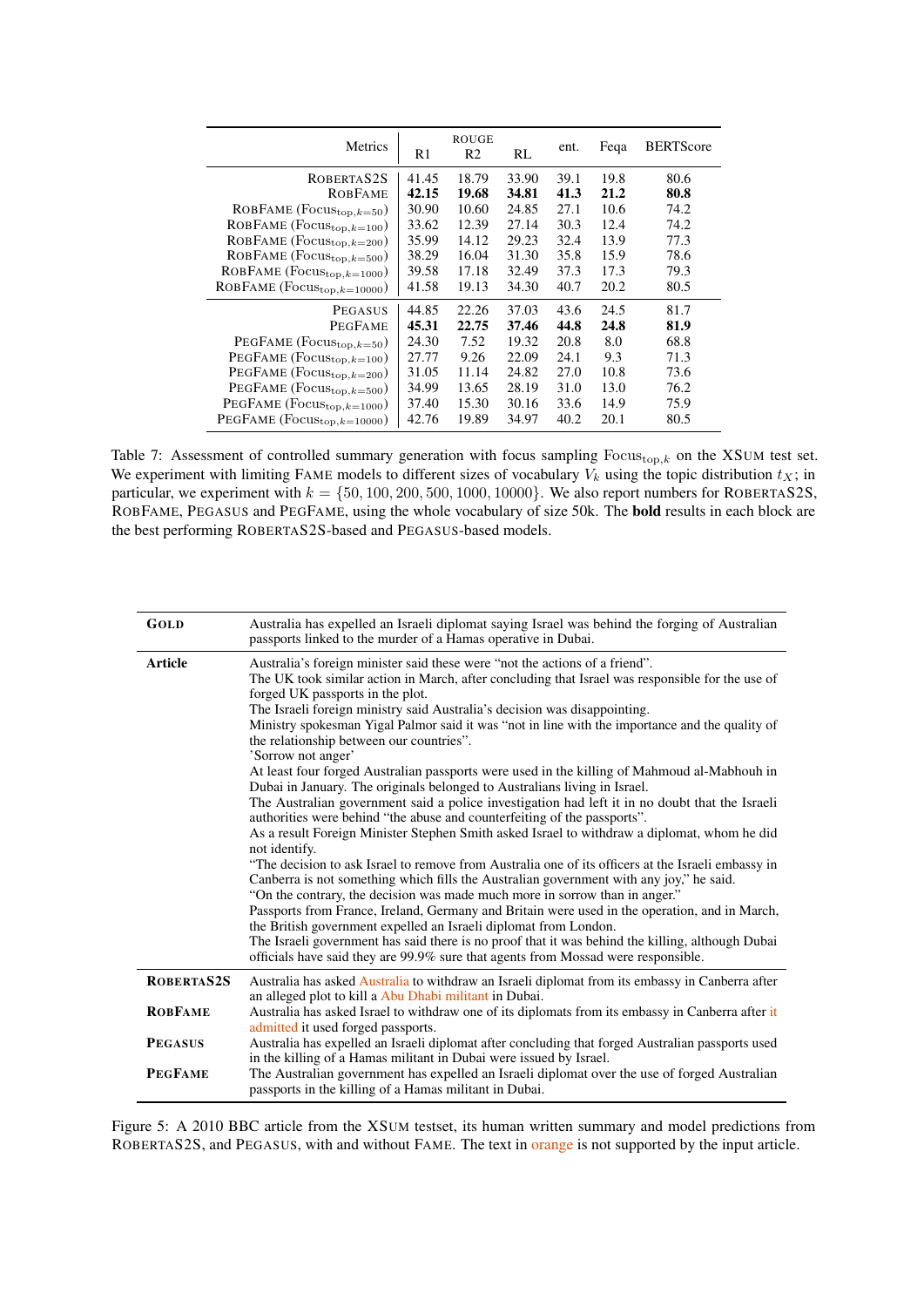| Metrics | ROUGE R1 | R2 | RL | ent. | Feqa | BERTScore |
|---|---|---|---|---|---|---|
| ROBERTAS2S | 41.45 | 18.79 | 33.90 | 39.1 | 19.8 | 80.6 |
| ROBFAME | **42.15** | **19.68** | **34.81** | **41.3** | **21.2** | **80.8** |
| ROBFAME ($\text{Focus}_{\text{top},k=50}$) | 30.90 | 10.60 | 24.85 | 27.1 | 10.6 | 74.2 |
| ROBFAME ($\text{Focus}_{\text{top},k=100}$) | 33.62 | 12.39 | 27.14 | 30.3 | 12.4 | 74.2 |
| ROBFAME ($\text{Focus}_{\text{top},k=200}$) | 35.99 | 14.12 | 29.23 | 32.4 | 13.9 | 77.3 |
| ROBFAME ($\text{Focus}_{\text{top},k=500}$) | 38.29 | 16.04 | 31.30 | 35.8 | 15.9 | 78.6 |
| ROBFAME ($\text{Focus}_{\text{top},k=1000}$) | 39.58 | 17.18 | 32.49 | 37.3 | 17.3 | 79.3 |
| ROBFAME ($\text{Focus}_{\text{top},k=10000}$) | 41.58 | 19.13 | 34.30 | 40.7 | 20.2 | 80.5 |
| PEGASUS | 44.85 | 22.26 | 37.03 | 43.6 | 24.5 | 81.7 |
| PEGFAME | **45.31** | **22.75** | **37.46** | **44.8** | **24.8** | **81.9** |
| PEGFAME ($\text{Focus}_{\text{top},k=50}$) | 24.30 | 7.52 | 19.32 | 20.8 | 8.0 | 68.8 |
| PEGFAME ($\text{Focus}_{\text{top},k=100}$) | 27.77 | 9.26 | 22.09 | 24.1 | 9.3 | 71.3 |
| PEGFAME ($\text{Focus}_{\text{top},k=200}$) | 31.05 | 11.14 | 24.82 | 27.0 | 10.8 | 73.6 |
| PEGFAME ($\text{Focus}_{\text{top},k=500}$) | 34.99 | 13.65 | 28.19 | 31.0 | 13.0 | 76.2 |
| PEGFAME ($\text{Focus}_{\text{top},k=1000}$) | 37.40 | 15.30 | 30.16 | 33.6 | 14.9 | 75.9 |
| PEGFAME ($\text{Focus}_{\text{top},k=10000}$) | 42.76 | 19.89 | 34.97 | 40.2 | 20.1 | 80.5 |

Table 7: Assessment of controlled summary generation with focus sampling $\text{Focus}_{\text{top},k}$ on the XSUM test set. We experiment with limiting FAME models to different sizes of vocabulary $V_k$ using the topic distribution $t_X$; in particular, we experiment with $k = \{50, 100, 200, 500, 1000, 10000\}$. We also report numbers for ROBERTAS2S, ROBFAME, PEGASUS and PEGFAME, using the whole vocabulary of size 50k. The **bold** results in each block are the best performing ROBERTAS2S-based and PEGASUS-based models.

| | |
|---|---|
| **GOLD** | Australia has expelled an Israeli diplomat saying Israel was behind the forging of Australian passports linked to the murder of a Hamas operative in Dubai. |
| **Article** | Australia's foreign minister said these were "not the actions of a friend". The UK took similar action in March, after concluding that Israel was responsible for the use of forged UK passports in the plot. The Israeli foreign ministry said Australia's decision was disappointing. Ministry spokesman Yigal Palmor said it was "not in line with the importance and the quality of the relationship between our countries". 'Sorrow not anger' At least four forged Australian passports were used in the killing of Mahmoud al-Mabhouh in Dubai in January. The originals belonged to Australians living in Israel. The Australian government said a police investigation had left it in no doubt that the Israeli authorities were behind "the abuse and counterfeiting of the passports". As a result Foreign Minister Stephen Smith asked Israel to withdraw a diplomat, whom he did not identify. "The decision to ask Israel to remove from Australia one of its officers at the Israeli embassy in Canberra is not something which fills the Australian government with any joy," he said. "On the contrary, the decision was made much more in sorrow than in anger." Passports from France, Ireland, Germany and Britain were used in the operation, and in March, the British government expelled an Israeli diplomat from London. The Israeli government has said there is no proof that it was behind the killing, although Dubai officials have said they are 99.9% sure that agents from Mossad were responsible. |
| **ROBERTAS2S** | Australia has asked Australia to withdraw an Israeli diplomat from its embassy in Canberra after an alleged plot to kill a Abu Dhabi militant in Dubai. |
| **ROBFAME** | Australia has asked Israel to withdraw one of its diplomats from its embassy in Canberra after it admitted it used forged passports. |
| **PEGASUS** | Australia has expelled an Israeli diplomat after concluding that forged Australian passports used in the killing of a Hamas militant in Dubai were issued by Israel. |
| **PEGFAME** | The Australian government has expelled an Israeli diplomat over the use of forged Australian passports in the killing of a Hamas militant in Dubai. |

Figure 5: A 2010 BBC article from the XSUM testset, its human written summary and model predictions from ROBERTAS2S, and PEGASUS, with and without FAME. The text in orange is not supported by the input article.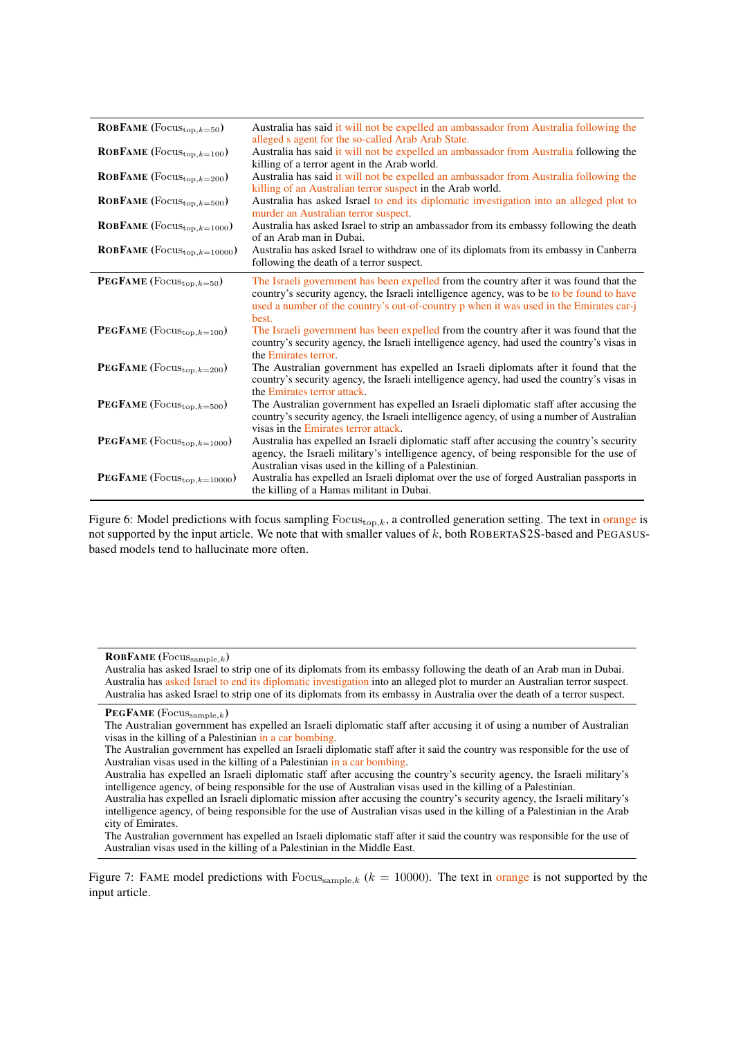| | |
|---|---|
| **RobFame** ($\text{Focus}_{\text{top},k=50}$) | Australia has said it will not be expelled an ambassador from Australia following the alleged s agent for the so-called Arab Arab State. |
| **RobFame** ($\text{Focus}_{\text{top},k=100}$) | Australia has said it will not be expelled an ambassador from Australia following the killing of a terror agent in the Arab world. |
| **RobFame** ($\text{Focus}_{\text{top},k=200}$) | Australia has said it will not be expelled an ambassador from Australia following the killing of an Australian terror suspect in the Arab world. |
| **RobFame** ($\text{Focus}_{\text{top},k=500}$) | Australia has asked Israel to end its diplomatic investigation into an alleged plot to murder an Australian terror suspect. |
| **RobFame** ($\text{Focus}_{\text{top},k=1000}$) | Australia has asked Israel to strip an ambassador from its embassy following the death of an Arab man in Dubai. |
| **RobFame** ($\text{Focus}_{\text{top},k=10000}$) | Australia has asked Israel to withdraw one of its diplomats from its embassy in Canberra following the death of a terror suspect. |
| **PegFame** ($\text{Focus}_{\text{top},k=50}$) | The Israeli government has been expelled from the country after it was found that the country's security agency, the Israeli intelligence agency, was to be to be found to have used a number of the country's out-of-country p when it was used in the Emirates car-j best. |
| **PegFame** ($\text{Focus}_{\text{top},k=100}$) | The Israeli government has been expelled from the country after it was found that the country's security agency, the Israeli intelligence agency, had used the country's visas in the Emirates terror. |
| **PegFame** ($\text{Focus}_{\text{top},k=200}$) | The Australian government has expelled an Israeli diplomats after it found that the country's security agency, the Israeli intelligence agency, had used the country's visas in the Emirates terror attack. |
| **PegFame** ($\text{Focus}_{\text{top},k=500}$) | The Australian government has expelled an Israeli diplomatic staff after accusing the country's security agency, the Israeli intelligence agency, of using a number of Australian visas in the Emirates terror attack. |
| **PegFame** ($\text{Focus}_{\text{top},k=1000}$) | Australia has expelled an Israeli diplomatic staff after accusing the country's security agency, the Israeli military's intelligence agency, of being responsible for the use of Australian visas used in the killing of a Palestinian. |
| **PegFame** ($\text{Focus}_{\text{top},k=10000}$) | Australia has expelled an Israeli diplomat over the use of forged Australian passports in the killing of a Hamas militant in Dubai. |

Figure 6: Model predictions with focus sampling $\text{Focus}_{\text{top},k}$, a controlled generation setting. The text in orange is not supported by the input article. We note that with smaller values of $k$, both RoBERTaS2S-based and Pegasus-based models tend to hallucinate more often.

| |
|---|
| **RobFame** ($\text{Focus}_{\text{sample},k}$) |
| Australia has asked Israel to strip one of its diplomats from its embassy following the death of an Arab man in Dubai.<br>Australia has asked Israel to end its diplomatic investigation into an alleged plot to murder an Australian terror suspect.<br>Australia has asked Israel to strip one of its diplomats from its embassy in Australia over the death of a terror suspect. |
| **PegFame** ($\text{Focus}_{\text{sample},k}$) |
| The Australian government has expelled an Israeli diplomatic staff after accusing it of using a number of Australian visas in the killing of a Palestinian in a car bombing.<br>The Australian government has expelled an Israeli diplomatic staff after it said the country was responsible for the use of Australian visas used in the killing of a Palestinian in a car bombing.<br>Australia has expelled an Israeli diplomatic staff after accusing the country's security agency, the Israeli military's intelligence agency, of being responsible for the use of Australian visas used in the killing of a Palestinian.<br>Australia has expelled an Israeli diplomatic mission after accusing the country's security agency, the Israeli military's intelligence agency, of being responsible for the use of Australian visas used in the killing of a Palestinian in the Arab city of Emirates.<br>The Australian government has expelled an Israeli diplomatic staff after it said the country was responsible for the use of Australian visas used in the killing of a Palestinian in the Middle East. |

Figure 7: Fame model predictions with $\text{Focus}_{\text{sample},k}$ ($k = 10000$). The text in orange is not supported by the input article.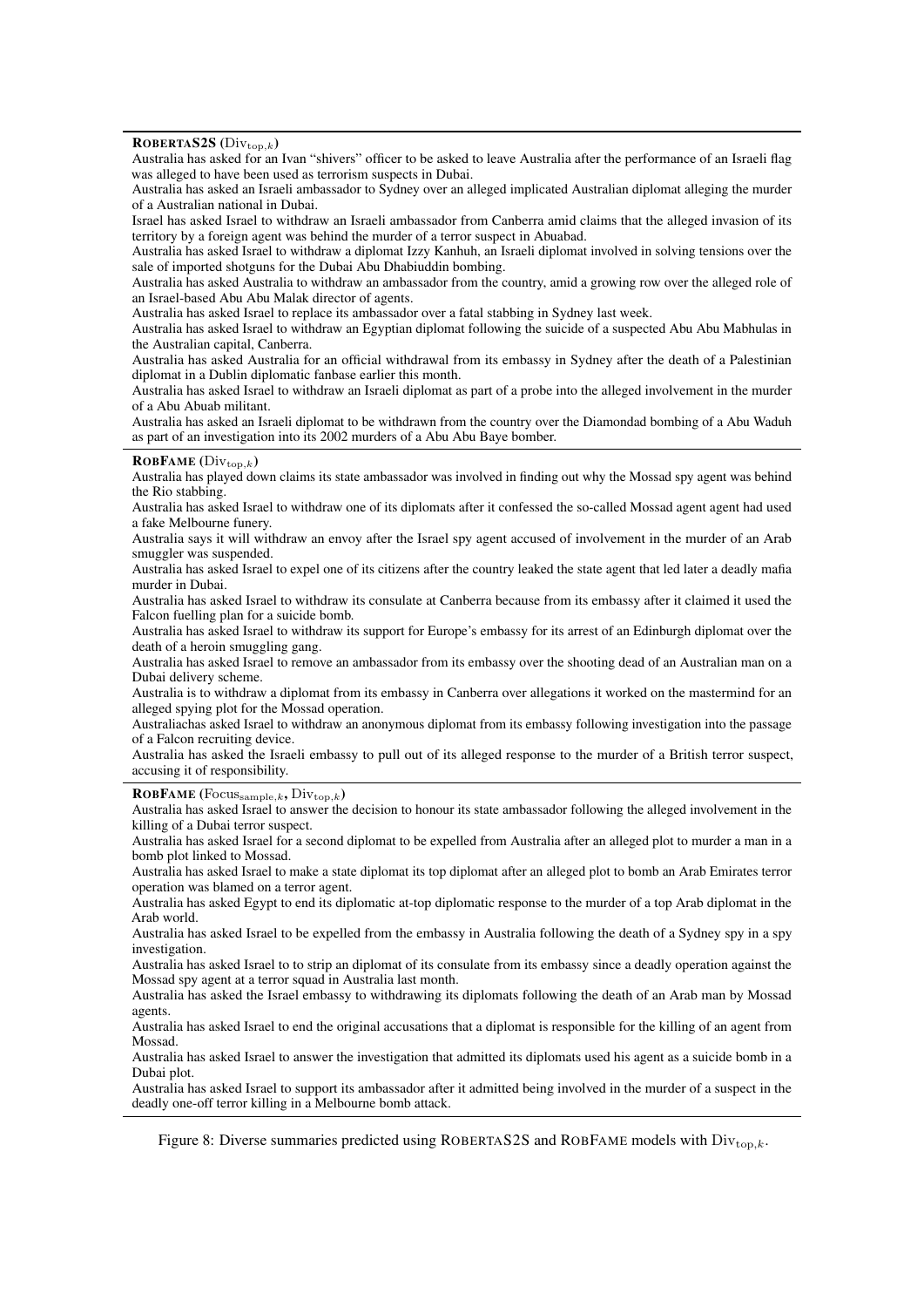**RobertaS2S** ($\text{Div}_{\text{top},k}$)

Australia has asked for an Ivan "shivers" officer to be asked to leave Australia after the performance of an Israeli flag was alleged to have been used as terrorism suspects in Dubai.

Australia has asked an Israeli ambassador to Sydney over an alleged implicated Australian diplomat alleging the murder of a Australian national in Dubai.

Israel has asked Israel to withdraw an Israeli ambassador from Canberra amid claims that the alleged invasion of its territory by a foreign agent was behind the murder of a terror suspect in Abuabad.

Australia has asked Israel to withdraw a diplomat Izzy Kanhuh, an Israeli diplomat involved in solving tensions over the sale of imported shotguns for the Dubai Abu Dhabiuddin bombing.

Australia has asked Australia to withdraw an ambassador from the country, amid a growing row over the alleged role of an Israel-based Abu Abu Malak director of agents.

Australia has asked Israel to replace its ambassador over a fatal stabbing in Sydney last week.

Australia has asked Israel to withdraw an Egyptian diplomat following the suicide of a suspected Abu Abu Mabhulas in the Australian capital, Canberra.

Australia has asked Australia for an official withdrawal from its embassy in Sydney after the death of a Palestinian diplomat in a Dublin diplomatic fanbase earlier this month.

Australia has asked Israel to withdraw an Israeli diplomat as part of a probe into the alleged involvement in the murder of a Abu Abuab militant.

Australia has asked an Israeli diplomat to be withdrawn from the country over the Diamondad bombing of a Abu Waduh as part of an investigation into its 2002 murders of a Abu Abu Baye bomber.

**RobFame** ($\text{Div}_{\text{top},k}$)

Australia has played down claims its state ambassador was involved in finding out why the Mossad spy agent was behind the Rio stabbing.

Australia has asked Israel to withdraw one of its diplomats after it confessed the so-called Mossad agent agent had used a fake Melbourne funery.

Australia says it will withdraw an envoy after the Israel spy agent accused of involvement in the murder of an Arab smuggler was suspended.

Australia has asked Israel to expel one of its citizens after the country leaked the state agent that led later a deadly mafia murder in Dubai.

Australia has asked Israel to withdraw its consulate at Canberra because from its embassy after it claimed it used the Falcon fuelling plan for a suicide bomb.

Australia has asked Israel to withdraw its support for Europe's embassy for its arrest of an Edinburgh diplomat over the death of a heroin smuggling gang.

Australia has asked Israel to remove an ambassador from its embassy over the shooting dead of an Australian man on a Dubai delivery scheme.

Australia is to withdraw a diplomat from its embassy in Canberra over allegations it worked on the mastermind for an alleged spying plot for the Mossad operation.

Australiachas asked Israel to withdraw an anonymous diplomat from its embassy following investigation into the passage of a Falcon recruiting device.

Australia has asked the Israeli embassy to pull out of its alleged response to the murder of a British terror suspect, accusing it of responsibility.

**RobFame** ($\text{Focus}_{\text{sample},k}$, $\text{Div}_{\text{top},k}$)

Australia has asked Israel to answer the decision to honour its state ambassador following the alleged involvement in the killing of a Dubai terror suspect.

Australia has asked Israel for a second diplomat to be expelled from Australia after an alleged plot to murder a man in a bomb plot linked to Mossad.

Australia has asked Israel to make a state diplomat its top diplomat after an alleged plot to bomb an Arab Emirates terror operation was blamed on a terror agent.

Australia has asked Egypt to end its diplomatic at-top diplomatic response to the murder of a top Arab diplomat in the Arab world.

Australia has asked Israel to be expelled from the embassy in Australia following the death of a Sydney spy in a spy investigation.

Australia has asked Israel to to strip an diplomat of its consulate from its embassy since a deadly operation against the Mossad spy agent at a terror squad in Australia last month.

Australia has asked the Israel embassy to withdrawing its diplomats following the death of an Arab man by Mossad agents.

Australia has asked Israel to end the original accusations that a diplomat is responsible for the killing of an agent from Mossad.

Australia has asked Israel to answer the investigation that admitted its diplomats used his agent as a suicide bomb in a Dubai plot.

Australia has asked Israel to support its ambassador after it admitted being involved in the murder of a suspect in the deadly one-off terror killing in a Melbourne bomb attack.

Figure 8: Diverse summaries predicted using RobertaS2S and RobFame models with $\text{Div}_{\text{top},k}$.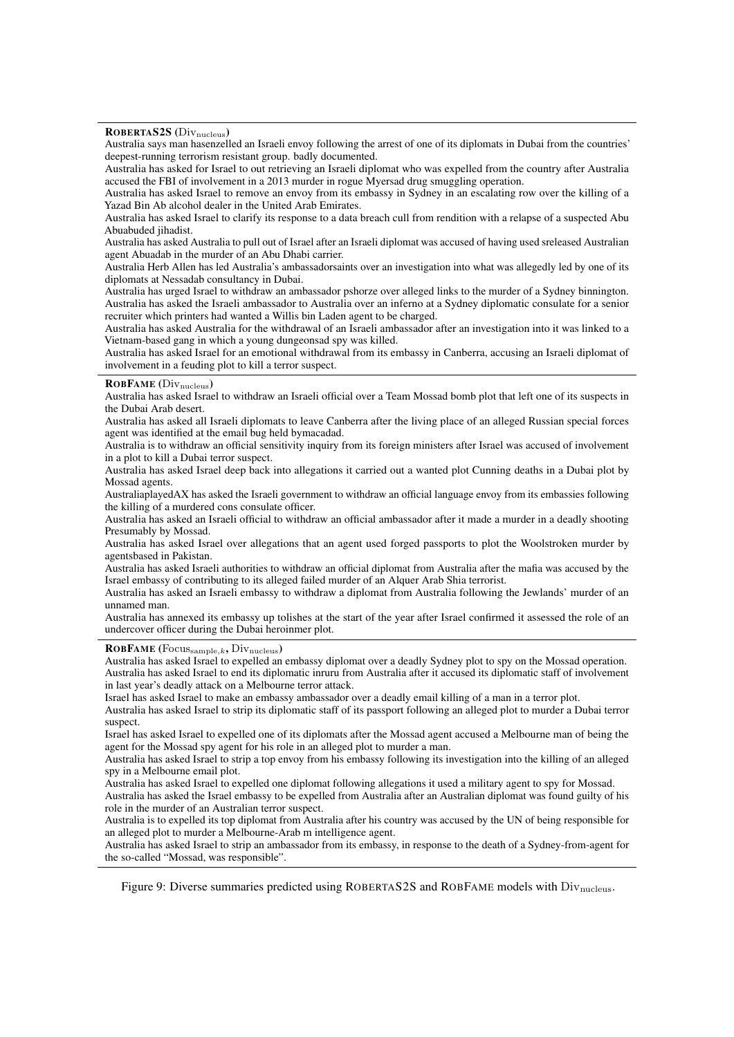**ROBERTAS2S ($\text{Div}_{\text{nucleus}}$)**

Australia says man hasenzelled an Israeli envoy following the arrest of one of its diplomats in Dubai from the countries' deepest-running terrorism resistant group. badly documented.
Australia has asked for Israel to out retrieving an Israeli diplomat who was expelled from the country after Australia accused the FBI of involvement in a 2013 murder in rogue Myersad drug smuggling operation.
Australia has asked Israel to remove an envoy from its embassy in Sydney in an escalating row over the killing of a Yazad Bin Ab alcohol dealer in the United Arab Emirates.
Australia has asked Israel to clarify its response to a data breach cull from rendition with a relapse of a suspected Abu Abuabuded jihadist.
Australia has asked Australia to pull out of Israel after an Israeli diplomat was accused of having used sreleased Australian agent Abuadab in the murder of an Abu Dhabi carrier.
Australia Herb Allen has led Australia's ambassadorsaints over an investigation into what was allegedly led by one of its diplomats at Nessadab consultancy in Dubai.
Australia has urged Israel to withdraw an ambassador pshorze over alleged links to the murder of a Sydney binnington.
Australia has asked the Israeli ambassador to Australia over an inferno at a Sydney diplomatic consulate for a senior recruiter which printers had wanted a Willis bin Laden agent to be charged.
Australia has asked Australia for the withdrawal of an Israeli ambassador after an investigation into it was linked to a Vietnam-based gang in which a young dungeonsad spy was killed.
Australia has asked Israel for an emotional withdrawal from its embassy in Canberra, accusing an Israeli diplomat of involvement in a feuding plot to kill a terror suspect.

**ROBFAME ($\text{Div}_{\text{nucleus}}$)**

Australia has asked Israel to withdraw an Israeli official over a Team Mossad bomb plot that left one of its suspects in the Dubai Arab desert.
Australia has asked all Israeli diplomats to leave Canberra after the living place of an alleged Russian special forces agent was identified at the email bug held bymacadad.
Australia is to withdraw an official sensitivity inquiry from its foreign ministers after Israel was accused of involvement in a plot to kill a Dubai terror suspect.
Australia has asked Israel deep back into allegations it carried out a wanted plot Cunning deaths in a Dubai plot by Mossad agents.
AustraliaplayedAX has asked the Israeli government to withdraw an official language envoy from its embassies following the killing of a murdered cons consulate officer.
Australia has asked an Israeli official to withdraw an official ambassador after it made a murder in a deadly shooting Presumably by Mossad.
Australia has asked Israel over allegations that an agent used forged passports to plot the Woolstroken murder by agentsbased in Pakistan.
Australia has asked Israeli authorities to withdraw an official diplomat from Australia after the mafia was accused by the Israel embassy of contributing to its alleged failed murder of an Alquer Arab Shia terrorist.
Australia has asked an Israeli embassy to withdraw a diplomat from Australia following the Jewlands' murder of an unnamed man.
Australia has annexed its embassy up tolishes at the start of the year after Israel confirmed it assessed the role of an undercover officer during the Dubai heroinmer plot.

**ROBFAME ($\text{Focus}_{\text{sample},k}$, $\text{Div}_{\text{nucleus}}$)**

Australia has asked Israel to expelled an embassy diplomat over a deadly Sydney plot to spy on the Mossad operation.
Australia has asked Israel to end its diplomatic inruru from Australia after it accused its diplomatic staff of involvement in last year's deadly attack on a Melbourne terror attack.
Israel has asked Israel to make an embassy ambassador over a deadly email killing of a man in a terror plot.
Australia has asked Israel to strip its diplomatic staff of its passport following an alleged plot to murder a Dubai terror suspect.
Israel has asked Israel to expelled one of its diplomats after the Mossad agent accused a Melbourne man of being the agent for the Mossad spy agent for his role in an alleged plot to murder a man.
Australia has asked Israel to strip a top envoy from his embassy following its investigation into the killing of an alleged spy in a Melbourne email plot.
Australia has asked Israel to expelled one diplomat following allegations it used a military agent to spy for Mossad.
Australia has asked the Israel embassy to be expelled from Australia after an Australian diplomat was found guilty of his role in the murder of an Australian terror suspect.
Australia is to expelled its top diplomat from Australia after his country was accused by the UN of being responsible for an alleged plot to murder a Melbourne-Arab m intelligence agent.
Australia has asked Israel to strip an ambassador from its embassy, in response to the death of a Sydney-from-agent for the so-called "Mossad, was responsible".

Figure 9: Diverse summaries predicted using ROBERTAS2S and ROBFAME models with $\text{Div}_{\text{nucleus}}$.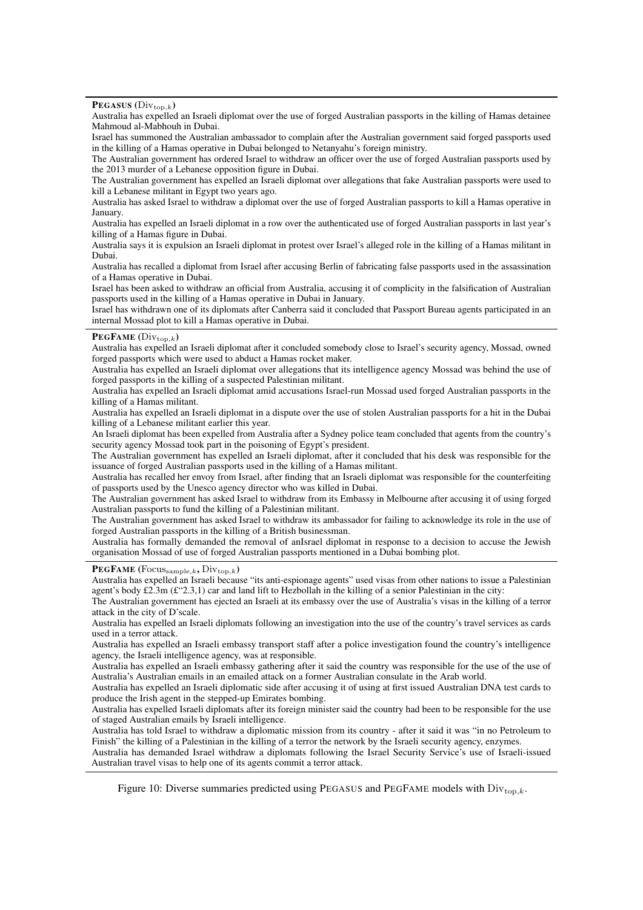**PEGASUS ($\text{Div}_{\text{top},k}$)**

Australia has expelled an Israeli diplomat over the use of forged Australian passports in the killing of Hamas detainee Mahmoud al-Mabhouh in Dubai.

Israel has summoned the Australian ambassador to complain after the Australian government said forged passports used in the killing of a Hamas operative in Dubai belonged to Netanyahu's foreign ministry.

The Australian government has ordered Israel to withdraw an officer over the use of forged Australian passports used by the 2013 murder of a Lebanese opposition figure in Dubai.

The Australian government has expelled an Israeli diplomat over allegations that fake Australian passports were used to kill a Lebanese militant in Egypt two years ago.

Australia has asked Israel to withdraw a diplomat over the use of forged Australian passports to kill a Hamas operative in January.

Australia has expelled an Israeli diplomat in a row over the authenticated use of forged Australian passports in last year's killing of a Hamas figure in Dubai.

Australia says it is expulsion an Israeli diplomat in protest over Israel's alleged role in the killing of a Hamas militant in Dubai.

Australia has recalled a diplomat from Israel after accusing Berlin of fabricating false passports used in the assassination of a Hamas operative in Dubai.

Israel has been asked to withdraw an official from Australia, accusing it of complicity in the falsification of Australian passports used in the killing of a Hamas operative in Dubai in January.

Israel has withdrawn one of its diplomats after Canberra said it concluded that Passport Bureau agents participated in an internal Mossad plot to kill a Hamas operative in Dubai.

**PEGFAME ($\text{Div}_{\text{top},k}$)**

Australia has expelled an Israeli diplomat after it concluded somebody close to Israel's security agency, Mossad, owned forged passports which were used to abduct a Hamas rocket maker.

Australia has expelled an Israeli diplomat over allegations that its intelligence agency Mossad was behind the use of forged passports in the killing of a suspected Palestinian militant.

Australia has expelled an Israeli diplomat amid accusations Israel-run Mossad used forged Australian passports in the killing of a Hamas militant.

Australia has expelled an Israeli diplomat in a dispute over the use of stolen Australian passports for a hit in the Dubai killing of a Lebanese militant earlier this year.

An Israeli diplomat has been expelled from Australia after a Sydney police team concluded that agents from the country's security agency Mossad took part in the poisoning of Egypt's president.

The Australian government has expelled an Israeli diplomat, after it concluded that his desk was responsible for the issuance of forged Australian passports used in the killing of a Hamas militant.

Australia has recalled her envoy from Israel, after finding that an Israeli diplomat was responsible for the counterfeiting of passports used by the Unesco agency director who was killed in Dubai.

The Australian government has asked Israel to withdraw from its Embassy in Melbourne after accusing it of using forged Australian passports to fund the killing of a Palestinian militant.

The Australian government has asked Israel to withdraw its ambassador for failing to acknowledge its role in the use of forged Australian passports in the killing of a British businessman.

Australia has formally demanded the removal of anIsrael diplomat in response to a decision to accuse the Jewish organisation Mossad of use of forged Australian passports mentioned in a Dubai bombing plot.

**PEGFAME ($\text{Focus}_{\text{sample},k}$, $\text{Div}_{\text{top},k}$)**

Australia has expelled an Israeli because "its anti-espionage agents" used visas from other nations to issue a Palestinian agent's body £2.3m (£"2.3,1) car and land lift to Hezbollah in the killing of a senior Palestinian in the city:

The Australian government has ejected an Israeli at its embassy over the use of Australia's visas in the killing of a terror attack in the city of D'scale.

Australia has expelled an Israeli diplomats following an investigation into the use of the country's travel services as cards used in a terror attack.

Australia has expelled an Israeli embassy transport staff after a police investigation found the country's intelligence agency, the Israeli intelligence agency, was at responsible.

Australia has expelled an Israeli embassy gathering after it said the country was responsible for the use of the use of Australia's Australian emails in an emailed attack on a former Australian consulate in the Arab world.

Australia has expelled an Israeli diplomatic side after accusing it of using at first issued Australian DNA test cards to produce the Irish agent in the stepped-up Emirates bombing.

Australia has expelled Israeli diplomats after its foreign minister said the country had been to be responsible for the use of staged Australian emails by Israeli intelligence.

Australia has told Israel to withdraw a diplomatic mission from its country - after it said it was "in no Petroleum to Finish" the killing of a Palestinian in the killing of a terror the network by the Israeli security agency, enzymes.

Australia has demanded Israel withdraw a diplomats following the Israel Security Service's use of Israeli-issued Australian travel visas to help one of its agents commit a terror attack.

Figure 10: Diverse summaries predicted using PEGASUS and PEGFAME models with $\text{Div}_{\text{top},k}$.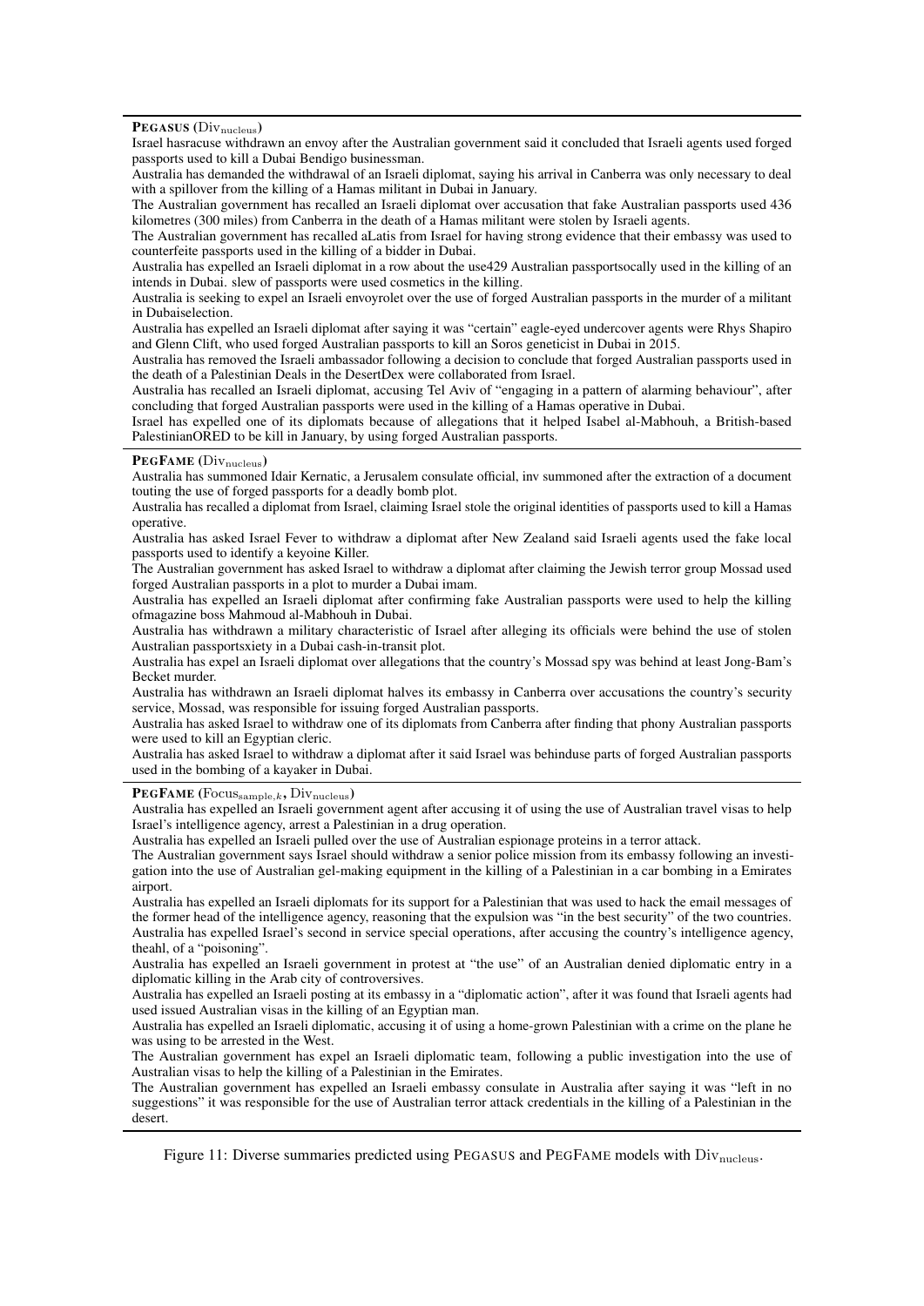**PEGASUS** ($\text{Div}_{\text{nucleus}}$)

Israel hasracuse withdrawn an envoy after the Australian government said it concluded that Israeli agents used forged passports used to kill a Dubai Bendigo businessman.

Australia has demanded the withdrawal of an Israeli diplomat, saying his arrival in Canberra was only necessary to deal with a spillover from the killing of a Hamas militant in Dubai in January.

The Australian government has recalled an Israeli diplomat over accusation that fake Australian passports used 436 kilometres (300 miles) from Canberra in the death of a Hamas militant were stolen by Israeli agents.

The Australian government has recalled aLatis from Israel for having strong evidence that their embassy was used to counterfeite passports used in the killing of a bidder in Dubai.

Australia has expelled an Israeli diplomat in a row about the use429 Australian passportsocally used in the killing of an intends in Dubai. slew of passports were used cosmetics in the killing.

Australia is seeking to expel an Israeli envoyrolet over the use of forged Australian passports in the murder of a militant in Dubaiselection.

Australia has expelled an Israeli diplomat after saying it was "certain" eagle-eyed undercover agents were Rhys Shapiro and Glenn Clift, who used forged Australian passports to kill an Soros geneticist in Dubai in 2015.

Australia has removed the Israeli ambassador following a decision to conclude that forged Australian passports used in the death of a Palestinian Deals in the DesertDex were collaborated from Israel.

Australia has recalled an Israeli diplomat, accusing Tel Aviv of "engaging in a pattern of alarming behaviour", after concluding that forged Australian passports were used in the killing of a Hamas operative in Dubai.

Israel has expelled one of its diplomats because of allegations that it helped Isabel al-Mabhouh, a British-based PalestinianORED to be kill in January, by using forged Australian passports.

**PEGFAME** ($\text{Div}_{\text{nucleus}}$)

Australia has summoned Idair Kernatic, a Jerusalem consulate official, inv summoned after the extraction of a document touting the use of forged passports for a deadly bomb plot.

Australia has recalled a diplomat from Israel, claiming Israel stole the original identities of passports used to kill a Hamas operative.

Australia has asked Israel Fever to withdraw a diplomat after New Zealand said Israeli agents used the fake local passports used to identify a keyoine Killer.

The Australian government has asked Israel to withdraw a diplomat after claiming the Jewish terror group Mossad used forged Australian passports in a plot to murder a Dubai imam.

Australia has expelled an Israeli diplomat after confirming fake Australian passports were used to help the killing ofmagazine boss Mahmoud al-Mabhouh in Dubai.

Australia has withdrawn a military characteristic of Israel after alleging its officials were behind the use of stolen Australian passportsxiety in a Dubai cash-in-transit plot.

Australia has expel an Israeli diplomat over allegations that the country's Mossad spy was behind at least Jong-Bam's Becket murder.

Australia has withdrawn an Israeli diplomat halves its embassy in Canberra over accusations the country's security service, Mossad, was responsible for issuing forged Australian passports.

Australia has asked Israel to withdraw one of its diplomats from Canberra after finding that phony Australian passports were used to kill an Egyptian cleric.

Australia has asked Israel to withdraw a diplomat after it said Israel was behinduse parts of forged Australian passports used in the bombing of a kayaker in Dubai.

**PEGFAME** ($\text{Focus}_{\text{sample},k}$, $\text{Div}_{\text{nucleus}}$)

Australia has expelled an Israeli government agent after accusing it of using the use of Australian travel visas to help Israel's intelligence agency, arrest a Palestinian in a drug operation.

Australia has expelled an Israeli pulled over the use of Australian espionage proteins in a terror attack.

The Australian government says Israel should withdraw a senior police mission from its embassy following an investigation into the use of Australian gel-making equipment in the killing of a Palestinian in a car bombing in a Emirates airport.

Australia has expelled an Israeli diplomats for its support for a Palestinian that was used to hack the email messages of the former head of the intelligence agency, reasoning that the expulsion was "in the best security" of the two countries.

Australia has expelled Israel's second in service special operations, after accusing the country's intelligence agency, theahl, of a "poisoning".

Australia has expelled an Israeli government in protest at "the use" of an Australian denied diplomatic entry in a diplomatic killing in the Arab city of controversives.

Australia has expelled an Israeli posting at its embassy in a "diplomatic action", after it was found that Israeli agents had used issued Australian visas in the killing of an Egyptian man.

Australia has expelled an Israeli diplomatic, accusing it of using a home-grown Palestinian with a crime on the plane he was using to be arrested in the West.

The Australian government has expel an Israeli diplomatic team, following a public investigation into the use of Australian visas to help the killing of a Palestinian in the Emirates.

The Australian government has expelled an Israeli embassy consulate in Australia after saying it was "left in no suggestions" it was responsible for the use of Australian terror attack credentials in the killing of a Palestinian in the desert.

Figure 11: Diverse summaries predicted using PEGASUS and PEGFAME models with $\text{Div}_{\text{nucleus}}$.